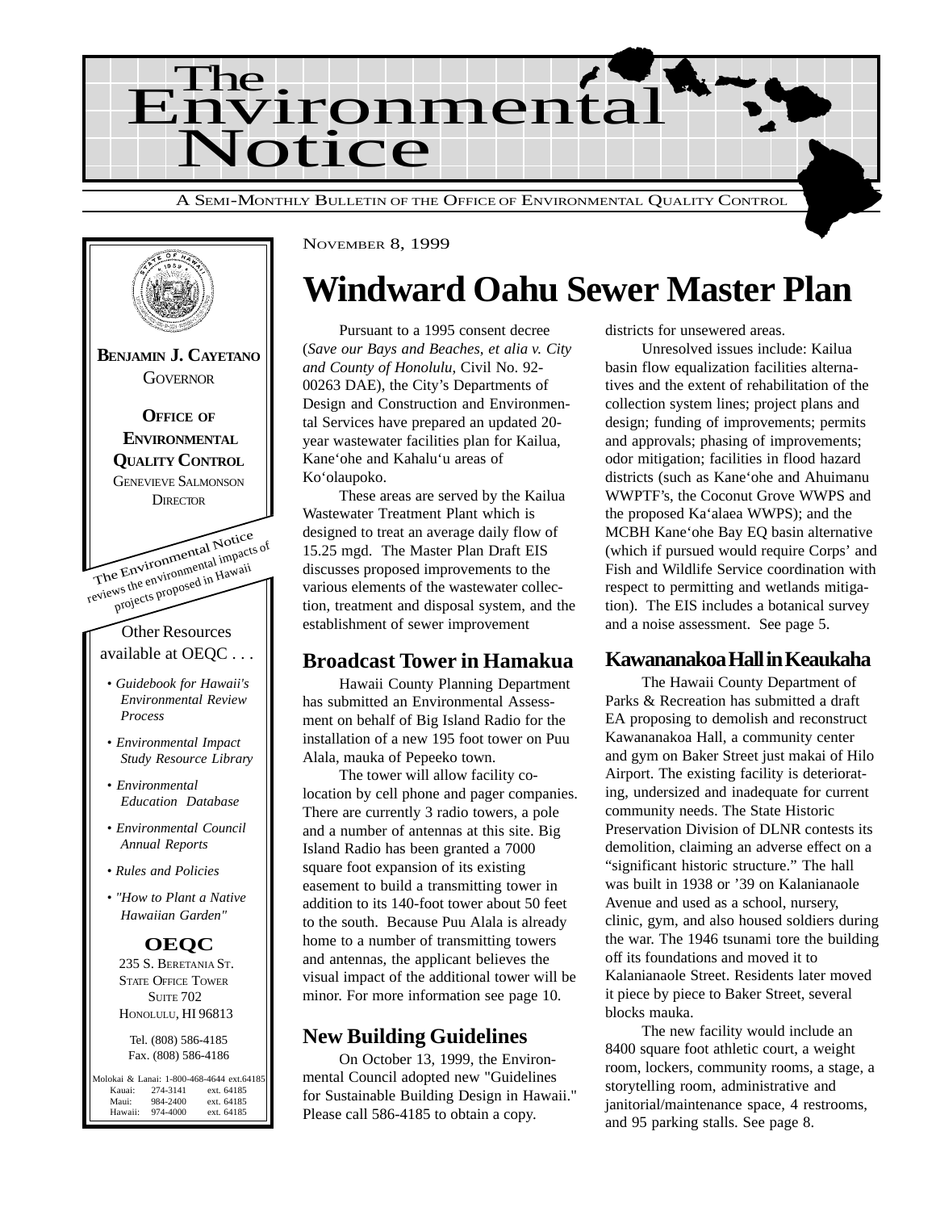# The Environmental Notice

A SEMI-MONTHLY BULLETIN OF THE OFFICE OF ENVIRONMENTAL QUALITY CONTROL

**BENJAMIN J. CAYETANO**
GOVERNOR

**OFFICE OF ENVIRONMENTAL QUALITY CONTROL**
GENEVIEVE SALMONSON
DIRECTOR

The Environmental Notice reviews the environmental impacts of projects proposed in Hawaii

Other Resources available at OEQC . . .

- *Guidebook for Hawaii's Environmental Review Process*
- *Environmental Impact Study Resource Library*
- *Environmental Education Database*
- *Environmental Council Annual Reports*
- *Rules and Policies*
- *"How to Plant a Native Hawaiian Garden"*

**OEQC**
235 S. BERETANIA ST.
STATE OFFICE TOWER
SUITE 702
HONOLULU, HI 96813

Tel. (808) 586-4185
Fax. (808) 586-4186

| | | |
|---|---|---|
| Molokai & Lanai: | 1-800-468-4644 | ext.64185 |
| Kauai: | 274-3141 | ext. 64185 |
| Maui: | 984-2400 | ext. 64185 |
| Hawaii: | 974-4000 | ext. 64185 |

NOVEMBER 8, 1999

# Windward Oahu Sewer Master Plan

Pursuant to a 1995 consent decree (*Save our Bays and Beaches, et alia v. City and County of Honolulu,* Civil No. 92-00263 DAE), the City's Departments of Design and Construction and Environmental Services have prepared an updated 20-year wastewater facilities plan for Kailua, Kane'ohe and Kahalu'u areas of Ko'olaupoko.

These areas are served by the Kailua Wastewater Treatment Plant which is designed to treat an average daily flow of 15.25 mgd. The Master Plan Draft EIS discusses proposed improvements to the various elements of the wastewater collection, treatment and disposal system, and the establishment of sewer improvement districts for unsewered areas.

Unresolved issues include: Kailua basin flow equalization facilities alternatives and the extent of rehabilitation of the collection system lines; project plans and design; funding of improvements; permits and approvals; phasing of improvements; odor mitigation; facilities in flood hazard districts (such as Kane'ohe and Ahuimanu WWPTF's, the Coconut Grove WWPS and the proposed Ka'alaea WWPS); and the MCBH Kane'ohe Bay EQ basin alternative (which if pursued would require Corps' and Fish and Wildlife Service coordination with respect to permitting and wetlands mitigation). The EIS includes a botanical survey and a noise assessment. See page 5.

## Broadcast Tower in Hamakua

Hawaii County Planning Department has submitted an Environmental Assessment on behalf of Big Island Radio for the installation of a new 195 foot tower on Puu Alala, mauka of Pepeeko town.

The tower will allow facility co-location by cell phone and pager companies. There are currently 3 radio towers, a pole and a number of antennas at this site. Big Island Radio has been granted a 7000 square foot expansion of its existing easement to build a transmitting tower in addition to its 140-foot tower about 50 feet to the south. Because Puu Alala is already home to a number of transmitting towers and antennas, the applicant believes the visual impact of the additional tower will be minor. For more information see page 10.

## New Building Guidelines

On October 13, 1999, the Environmental Council adopted new "Guidelines for Sustainable Building Design in Hawaii." Please call 586-4185 to obtain a copy.

## Kawananakoa Hall in Keaukaha

The Hawaii County Department of Parks & Recreation has submitted a draft EA proposing to demolish and reconstruct Kawananakoa Hall, a community center and gym on Baker Street just makai of Hilo Airport. The existing facility is deteriorating, undersized and inadequate for current community needs. The State Historic Preservation Division of DLNR contests its demolition, claiming an adverse effect on a "significant historic structure." The hall was built in 1938 or '39 on Kalanianaole Avenue and used as a school, nursery, clinic, gym, and also housed soldiers during the war. The 1946 tsunami tore the building off its foundations and moved it to Kalanianaole Street. Residents later moved it piece by piece to Baker Street, several blocks mauka.

The new facility would include an 8400 square foot athletic court, a weight room, lockers, community rooms, a stage, a storytelling room, administrative and janitorial/maintenance space, 4 restrooms, and 95 parking stalls. See page 8.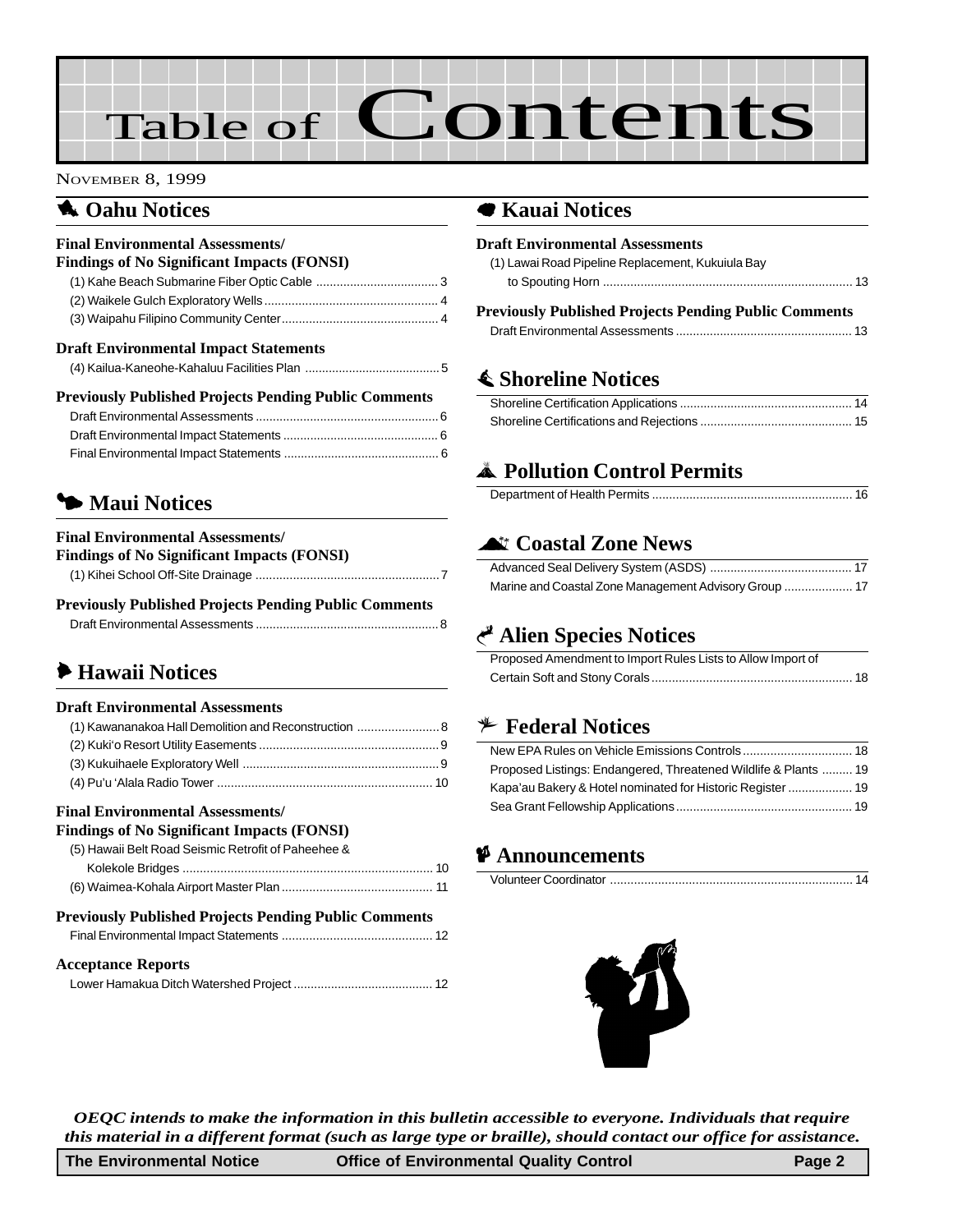# Table of Contents

November 8, 1999

## Oahu Notices

### Final Environmental Assessments/ Findings of No Significant Impacts (FONSI)

(1) Kahe Beach Submarine Fiber Optic Cable .... 3
(2) Waikele Gulch Exploratory Wells .... 4
(3) Waipahu Filipino Community Center .... 4

### Draft Environmental Impact Statements

(4) Kailua-Kaneohe-Kahaluu Facilities Plan .... 5

### Previously Published Projects Pending Public Comments

Draft Environmental Assessments .... 6
Draft Environmental Impact Statements .... 6
Final Environmental Impact Statements .... 6

## Maui Notices

### Final Environmental Assessments/ Findings of No Significant Impacts (FONSI)

(1) Kihei School Off-Site Drainage .... 7

### Previously Published Projects Pending Public Comments

Draft Environmental Assessments .... 8

## Hawaii Notices

### Draft Environmental Assessments

(1) Kawananakoa Hall Demolition and Reconstruction .... 8
(2) Kuki'o Resort Utility Easements .... 9
(3) Kukuihaele Exploratory Well .... 9
(4) Pu'u 'Alala Radio Tower .... 10

### Final Environmental Assessments/ Findings of No Significant Impacts (FONSI)

(5) Hawaii Belt Road Seismic Retrofit of Paheehee & Kolekole Bridges .... 10
(6) Waimea-Kohala Airport Master Plan .... 11

### Previously Published Projects Pending Public Comments

Final Environmental Impact Statements .... 12

### Acceptance Reports

Lower Hamakua Ditch Watershed Project .... 12

## Kauai Notices

### Draft Environmental Assessments

(1) Lawai Road Pipeline Replacement, Kukuiula Bay to Spouting Horn .... 13

### Previously Published Projects Pending Public Comments

Draft Environmental Assessments .... 13

## Shoreline Notices

Shoreline Certification Applications .... 14
Shoreline Certifications and Rejections .... 15

## Pollution Control Permits

Department of Health Permits .... 16

## Coastal Zone News

Advanced Seal Delivery System (ASDS) .... 17
Marine and Coastal Zone Management Advisory Group .... 17

## Alien Species Notices

Proposed Amendment to Import Rules Lists to Allow Import of Certain Soft and Stony Corals .... 18

## Federal Notices

New EPA Rules on Vehicle Emissions Controls .... 18
Proposed Listings: Endangered, Threatened Wildlife & Plants .... 19
Kapa'au Bakery & Hotel nominated for Historic Register .... 19
Sea Grant Fellowship Applications .... 19

## Announcements

Volunteer Coordinator .... 14

*OEQC intends to make the information in this bulletin accessible to everyone. Individuals that require this material in a different format (such as large type or braille), should contact our office for assistance.*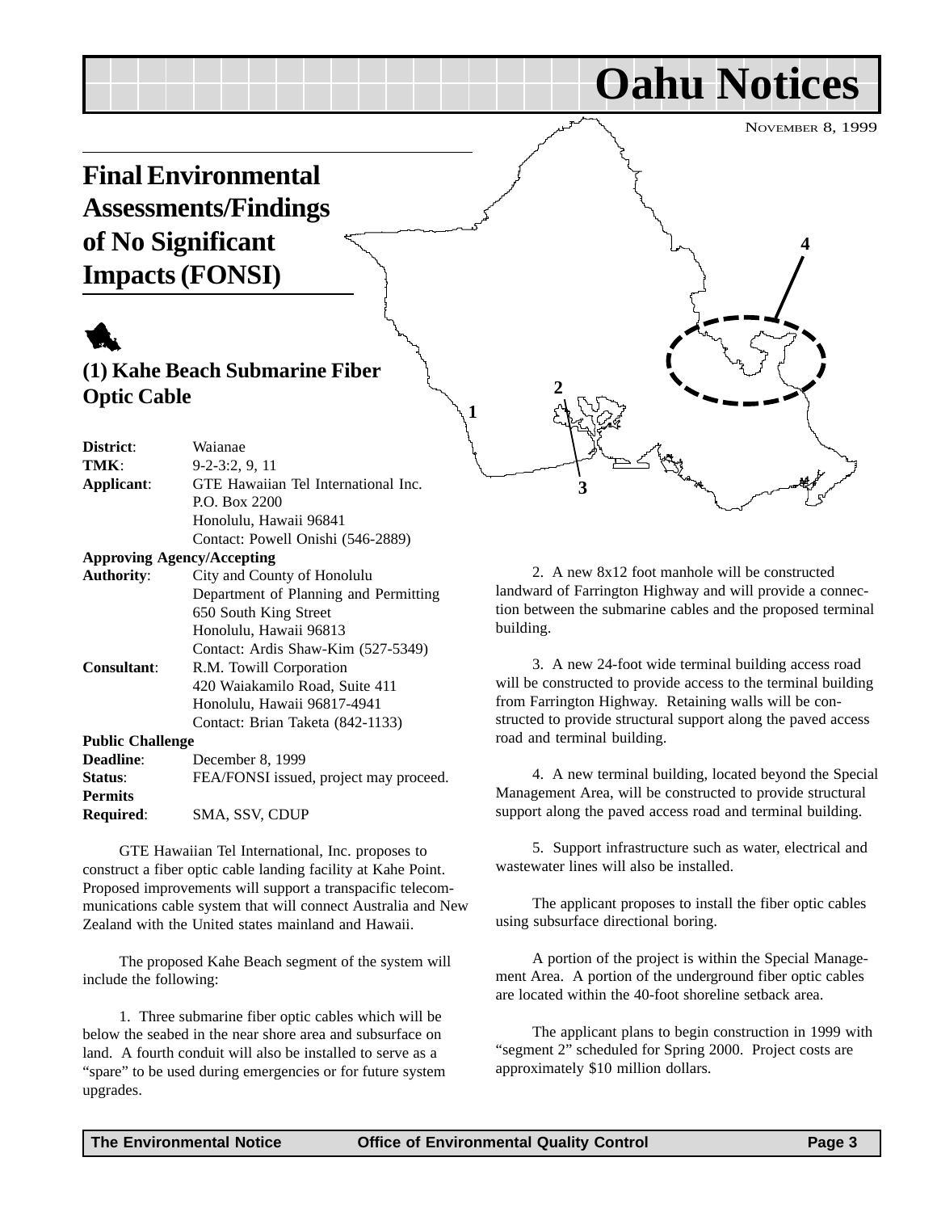# Oahu Notices

NOVEMBER 8, 1999

## Final Environmental Assessments/Findings of No Significant Impacts (FONSI)

### (1) Kahe Beach Submarine Fiber Optic Cable

**District**: Waianae
**TMK**: 9-2-3:2, 9, 11
**Applicant**: GTE Hawaiian Tel International Inc.
P.O. Box 2200
Honolulu, Hawaii 96841
Contact: Powell Onishi (546-2889)

**Approving Agency/Accepting Authority**: City and County of Honolulu
Department of Planning and Permitting
650 South King Street
Honolulu, Hawaii 96813
Contact: Ardis Shaw-Kim (527-5349)

**Consultant**: R.M. Towill Corporation
420 Waiakamilo Road, Suite 411
Honolulu, Hawaii 96817-4941
Contact: Brian Taketa (842-1133)

**Public Challenge Deadline**: December 8, 1999
**Status**: FEA/FONSI issued, project may proceed.
**Permits Required**: SMA, SSV, CDUP

GTE Hawaiian Tel International, Inc. proposes to construct a fiber optic cable landing facility at Kahe Point. Proposed improvements will support a transpacific telecommunications cable system that will connect Australia and New Zealand with the United states mainland and Hawaii.

The proposed Kahe Beach segment of the system will include the following:

1. Three submarine fiber optic cables which will be below the seabed in the near shore area and subsurface on land. A fourth conduit will also be installed to serve as a "spare" to be used during emergencies or for future system upgrades.

2. A new 8x12 foot manhole will be constructed landward of Farrington Highway and will provide a connection between the submarine cables and the proposed terminal building.

3. A new 24-foot wide terminal building access road will be constructed to provide access to the terminal building from Farrington Highway. Retaining walls will be constructed to provide structural support along the paved access road and terminal building.

4. A new terminal building, located beyond the Special Management Area, will be constructed to provide structural support along the paved access road and terminal building.

5. Support infrastructure such as water, electrical and wastewater lines will also be installed.

The applicant proposes to install the fiber optic cables using subsurface directional boring.

A portion of the project is within the Special Management Area. A portion of the underground fiber optic cables are located within the 40-foot shoreline setback area.

The applicant plans to begin construction in 1999 with "segment 2" scheduled for Spring 2000. Project costs are approximately $10 million dollars.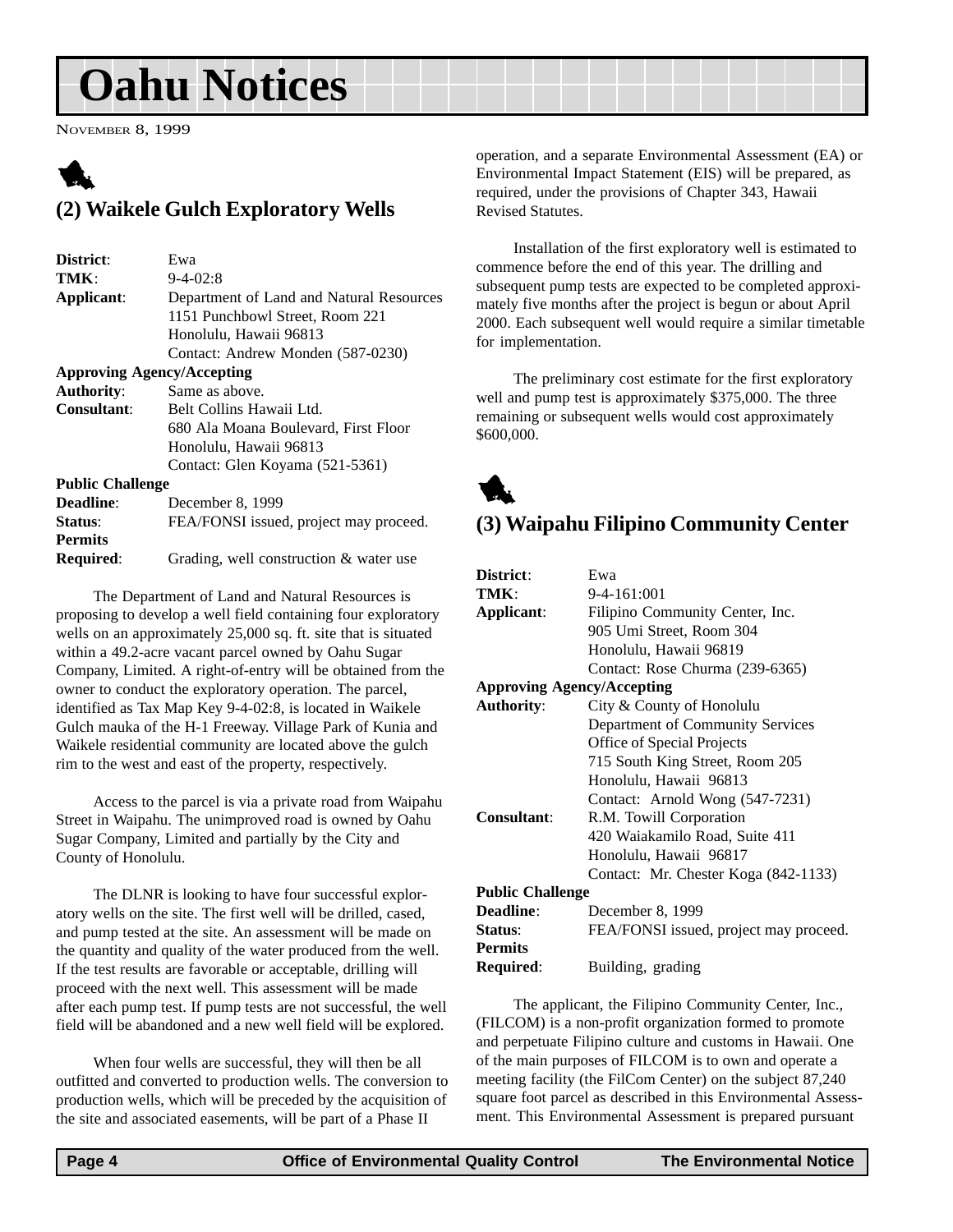# Oahu Notices

NOVEMBER 8, 1999

## (2) Waikele Gulch Exploratory Wells

**District**: Ewa
**TMK**: 9-4-02:8
**Applicant**: Department of Land and Natural Resources
1151 Punchbowl Street, Room 221
Honolulu, Hawaii 96813
Contact: Andrew Monden (587-0230)

**Approving Agency/Accepting**
**Authority**: Same as above.
**Consultant**: Belt Collins Hawaii Ltd.
680 Ala Moana Boulevard, First Floor
Honolulu, Hawaii 96813
Contact: Glen Koyama (521-5361)

**Public Challenge**
**Deadline**: December 8, 1999
**Status**: FEA/FONSI issued, project may proceed.
**Permits**
**Required**: Grading, well construction & water use

The Department of Land and Natural Resources is proposing to develop a well field containing four exploratory wells on an approximately 25,000 sq. ft. site that is situated within a 49.2-acre vacant parcel owned by Oahu Sugar Company, Limited. A right-of-entry will be obtained from the owner to conduct the exploratory operation. The parcel, identified as Tax Map Key 9-4-02:8, is located in Waikele Gulch mauka of the H-1 Freeway. Village Park of Kunia and Waikele residential community are located above the gulch rim to the west and east of the property, respectively.

Access to the parcel is via a private road from Waipahu Street in Waipahu. The unimproved road is owned by Oahu Sugar Company, Limited and partially by the City and County of Honolulu.

The DLNR is looking to have four successful exploratory wells on the site. The first well will be drilled, cased, and pump tested at the site. An assessment will be made on the quantity and quality of the water produced from the well. If the test results are favorable or acceptable, drilling will proceed with the next well. This assessment will be made after each pump test. If pump tests are not successful, the well field will be abandoned and a new well field will be explored.

When four wells are successful, they will then be all outfitted and converted to production wells. The conversion to production wells, which will be preceded by the acquisition of the site and associated easements, will be part of a Phase II operation, and a separate Environmental Assessment (EA) or Environmental Impact Statement (EIS) will be prepared, as required, under the provisions of Chapter 343, Hawaii Revised Statutes.

Installation of the first exploratory well is estimated to commence before the end of this year. The drilling and subsequent pump tests are expected to be completed approximately five months after the project is begun or about April 2000. Each subsequent well would require a similar timetable for implementation.

The preliminary cost estimate for the first exploratory well and pump test is approximately $375,000. The three remaining or subsequent wells would cost approximately $600,000.

## (3) Waipahu Filipino Community Center

**District**: Ewa
**TMK**: 9-4-161:001
**Applicant**: Filipino Community Center, Inc.
905 Umi Street, Room 304
Honolulu, Hawaii 96819
Contact: Rose Churma (239-6365)

**Approving Agency/Accepting**
**Authority**: City & County of Honolulu
Department of Community Services
Office of Special Projects
715 South King Street, Room 205
Honolulu, Hawaii 96813
Contact: Arnold Wong (547-7231)
**Consultant**: R.M. Towill Corporation
420 Waiakamilo Road, Suite 411
Honolulu, Hawaii 96817
Contact: Mr. Chester Koga (842-1133)

**Public Challenge**
**Deadline**: December 8, 1999
**Status**: FEA/FONSI issued, project may proceed.
**Permits**
**Required**: Building, grading

The applicant, the Filipino Community Center, Inc., (FILCOM) is a non-profit organization formed to promote and perpetuate Filipino culture and customs in Hawaii. One of the main purposes of FILCOM is to own and operate a meeting facility (the FilCom Center) on the subject 87,240 square foot parcel as described in this Environmental Assessment. This Environmental Assessment is prepared pursuant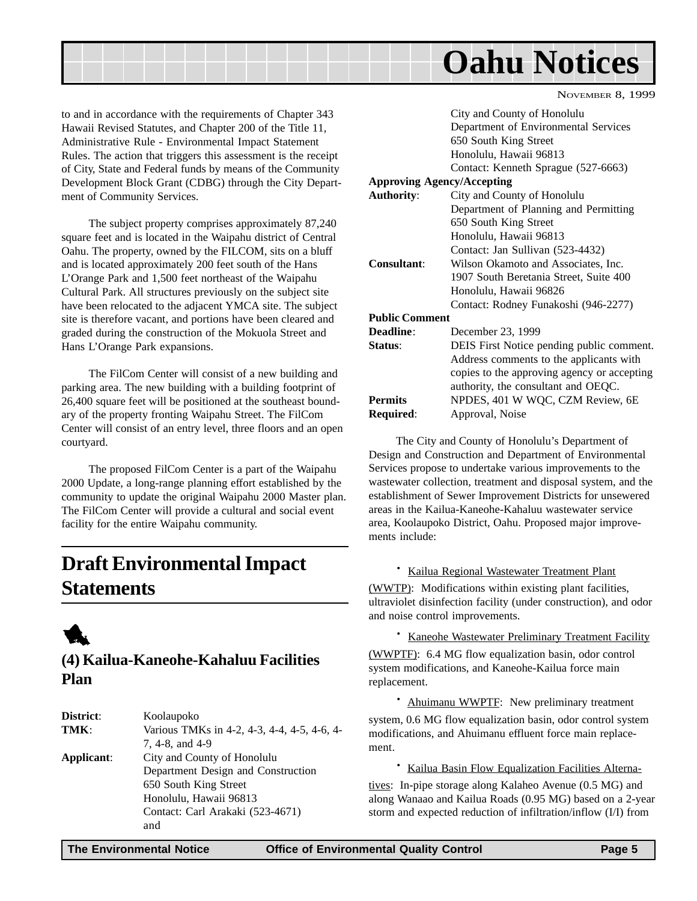to and in accordance with the requirements of Chapter 343 Hawaii Revised Statutes, and Chapter 200 of the Title 11, Administrative Rule - Environmental Impact Statement Rules. The action that triggers this assessment is the receipt of City, State and Federal funds by means of the Community Development Block Grant (CDBG) through the City Department of Community Services.

The subject property comprises approximately 87,240 square feet and is located in the Waipahu district of Central Oahu. The property, owned by the FILCOM, sits on a bluff and is located approximately 200 feet south of the Hans L'Orange Park and 1,500 feet northeast of the Waipahu Cultural Park. All structures previously on the subject site have been relocated to the adjacent YMCA site. The subject site is therefore vacant, and portions have been cleared and graded during the construction of the Mokuola Street and Hans L'Orange Park expansions.

The FilCom Center will consist of a new building and parking area. The new building with a building footprint of 26,400 square feet will be positioned at the southeast boundary of the property fronting Waipahu Street. The FilCom Center will consist of an entry level, three floors and an open courtyard.

The proposed FilCom Center is a part of the Waipahu 2000 Update, a long-range planning effort established by the community to update the original Waipahu 2000 Master plan. The FilCom Center will provide a cultural and social event facility for the entire Waipahu community.

## Draft Environmental Impact Statements

### (4) Kailua-Kaneohe-Kahaluu Facilities Plan

**District**: Koolaupoko
**TMK**: Various TMKs in 4-2, 4-3, 4-4, 4-5, 4-6, 4-7, 4-8, and 4-9
**Applicant**: City and County of Honolulu
Department Design and Construction
650 South King Street
Honolulu, Hawaii 96813
Contact: Carl Arakaki (523-4671)
and
City and County of Honolulu
Department of Environmental Services
650 South King Street
Honolulu, Hawaii 96813
Contact: Kenneth Sprague (527-6663)

**Approving Agency/Accepting Authority**: City and County of Honolulu
Department of Planning and Permitting
650 South King Street
Honolulu, Hawaii 96813
Contact: Jan Sullivan (523-4432)

**Consultant**: Wilson Okamoto and Associates, Inc.
1907 South Beretania Street, Suite 400
Honolulu, Hawaii 96826
Contact: Rodney Funakoshi (946-2277)

**Public Comment Deadline**: December 23, 1999

**Status**: DEIS First Notice pending public comment. Address comments to the applicants with copies to the approving agency or accepting authority, the consultant and OEQC.

**Permits Required**: NPDES, 401 W WQC, CZM Review, 6E Approval, Noise

The City and County of Honolulu's Department of Design and Construction and Department of Environmental Services propose to undertake various improvements to the wastewater collection, treatment and disposal system, and the establishment of Sewer Improvement Districts for unsewered areas in the Kailua-Kaneohe-Kahaluu wastewater service area, Koolaupoko District, Oahu. Proposed major improvements include:

- Kailua Regional Wastewater Treatment Plant (WWTP): Modifications within existing plant facilities, ultraviolet disinfection facility (under construction), and odor and noise control improvements.
- Kaneohe Wastewater Preliminary Treatment Facility (WWPTF): 6.4 MG flow equalization basin, odor control system modifications, and Kaneohe-Kailua force main replacement.
- Ahuimanu WWPTF: New preliminary treatment system, 0.6 MG flow equalization basin, odor control system modifications, and Ahuimanu effluent force main replacement.
- Kailua Basin Flow Equalization Facilities Alternatives: In-pipe storage along Kalaheo Avenue (0.5 MG) and along Wanaao and Kailua Roads (0.95 MG) based on a 2-year storm and expected reduction of infiltration/inflow (I/I) from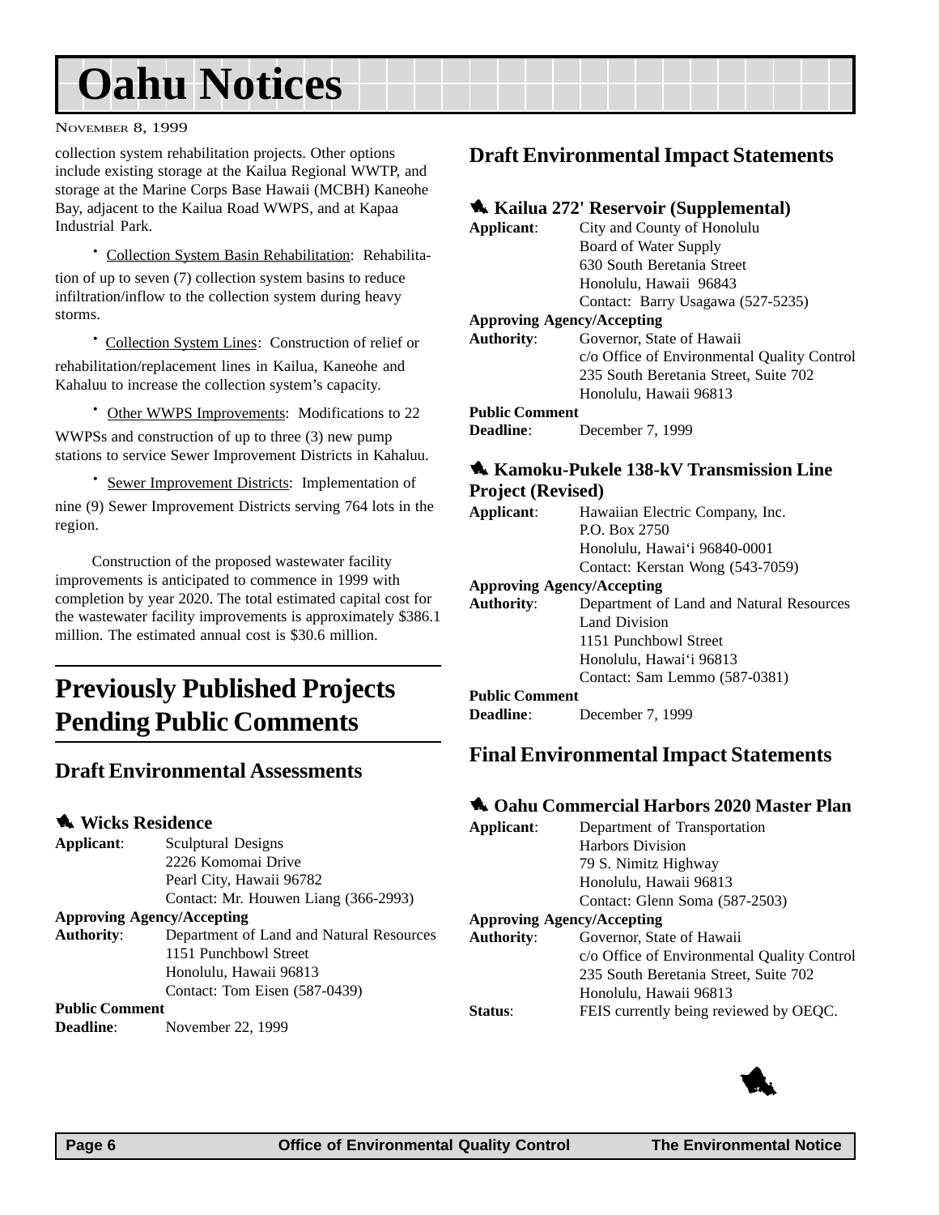# Oahu Notices

collection system rehabilitation projects. Other options include existing storage at the Kailua Regional WWTP, and storage at the Marine Corps Base Hawaii (MCBH) Kaneohe Bay, adjacent to the Kailua Road WWPS, and at Kapaa Industrial Park.

- Collection System Basin Rehabilitation: Rehabilitation of up to seven (7) collection system basins to reduce infiltration/inflow to the collection system during heavy storms.
- Collection System Lines: Construction of relief or rehabilitation/replacement lines in Kailua, Kaneohe and Kahaluu to increase the collection system's capacity.
- Other WWPS Improvements: Modifications to 22 WWPSs and construction of up to three (3) new pump stations to service Sewer Improvement Districts in Kahaluu.
- Sewer Improvement Districts: Implementation of nine (9) Sewer Improvement Districts serving 764 lots in the region.

Construction of the proposed wastewater facility improvements is anticipated to commence in 1999 with completion by year 2020. The total estimated capital cost for the wastewater facility improvements is approximately $386.1 million. The estimated annual cost is $30.6 million.

# Previously Published Projects Pending Public Comments

## Draft Environmental Assessments

### Wicks Residence

**Applicant**: Sculptural Designs
2226 Komomai Drive
Pearl City, Hawaii 96782
Contact: Mr. Houwen Liang (366-2993)

**Approving Agency/Accepting Authority**: Department of Land and Natural Resources
1151 Punchbowl Street
Honolulu, Hawaii 96813
Contact: Tom Eisen (587-0439)

**Public Comment Deadline**: November 22, 1999

## Draft Environmental Impact Statements

### Kailua 272' Reservoir (Supplemental)

**Applicant**: City and County of Honolulu
Board of Water Supply
630 South Beretania Street
Honolulu, Hawaii 96843
Contact: Barry Usagawa (527-5235)

**Approving Agency/Accepting Authority**: Governor, State of Hawaii
c/o Office of Environmental Quality Control
235 South Beretania Street, Suite 702
Honolulu, Hawaii 96813

**Public Comment Deadline**: December 7, 1999

### Kamoku-Pukele 138-kV Transmission Line Project (Revised)

**Applicant**: Hawaiian Electric Company, Inc.
P.O. Box 2750
Honolulu, Hawai'i 96840-0001
Contact: Kerstan Wong (543-7059)

**Approving Agency/Accepting Authority**: Department of Land and Natural Resources
Land Division
1151 Punchbowl Street
Honolulu, Hawai'i 96813
Contact: Sam Lemmo (587-0381)

**Public Comment Deadline**: December 7, 1999

## Final Environmental Impact Statements

### Oahu Commercial Harbors 2020 Master Plan

**Applicant**: Department of Transportation
Harbors Division
79 S. Nimitz Highway
Honolulu, Hawaii 96813
Contact: Glenn Soma (587-2503)

**Approving Agency/Accepting Authority**: Governor, State of Hawaii
c/o Office of Environmental Quality Control
235 South Beretania Street, Suite 702
Honolulu, Hawaii 96813

**Status**: FEIS currently being reviewed by OEQC.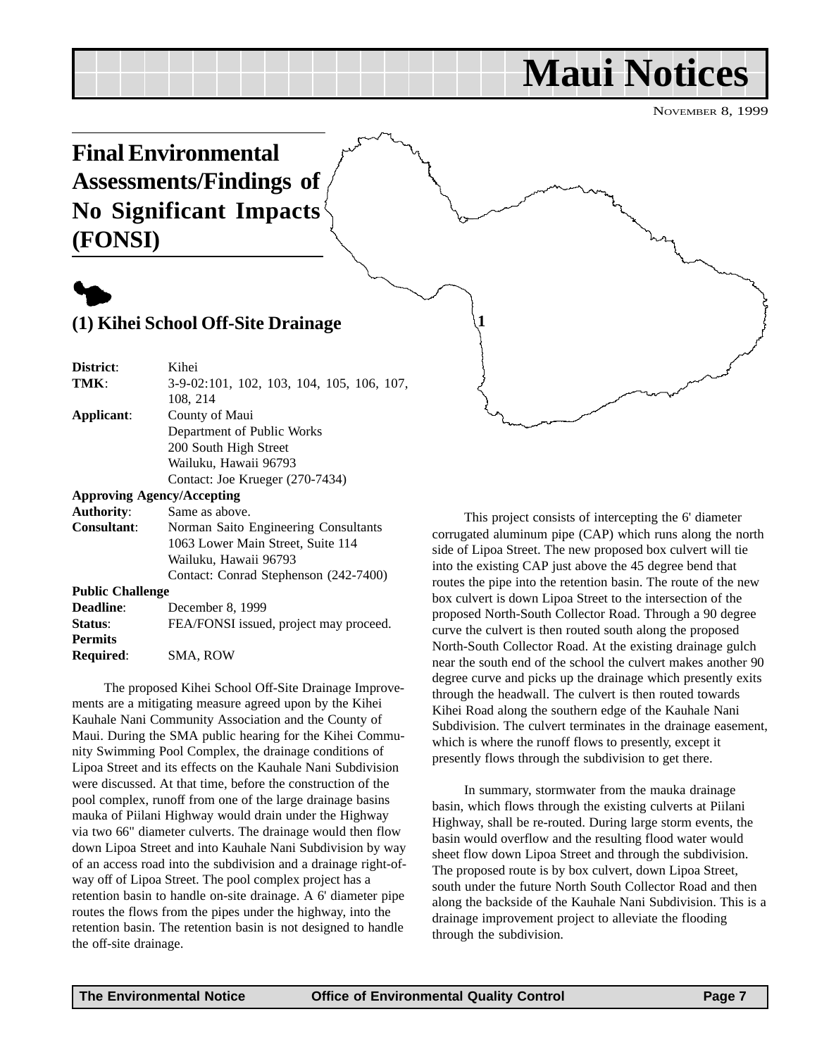# Maui Notices

NOVEMBER 8, 1999

## Final Environmental Assessments/Findings of No Significant Impacts (FONSI)

### (1) Kihei School Off-Site Drainage

**District**: Kihei
**TMK**: 3-9-02:101, 102, 103, 104, 105, 106, 107, 108, 214
**Applicant**: County of Maui
Department of Public Works
200 South High Street
Wailuku, Hawaii 96793
Contact: Joe Krueger (270-7434)
**Approving Agency/Accepting Authority**: Same as above.
**Consultant**: Norman Saito Engineering Consultants
1063 Lower Main Street, Suite 114
Wailuku, Hawaii 96793
Contact: Conrad Stephenson (242-7400)
**Public Challenge Deadline**: December 8, 1999
**Status**: FEA/FONSI issued, project may proceed.
**Permits Required**: SMA, ROW

The proposed Kihei School Off-Site Drainage Improvements are a mitigating measure agreed upon by the Kihei Kauhale Nani Community Association and the County of Maui. During the SMA public hearing for the Kihei Community Swimming Pool Complex, the drainage conditions of Lipoa Street and its effects on the Kauhale Nani Subdivision were discussed. At that time, before the construction of the pool complex, runoff from one of the large drainage basins mauka of Piilani Highway would drain under the Highway via two 66" diameter culverts. The drainage would then flow down Lipoa Street and into Kauhale Nani Subdivision by way of an access road into the subdivision and a drainage right-of-way off of Lipoa Street. The pool complex project has a retention basin to handle on-site drainage. A 6' diameter pipe routes the flows from the pipes under the highway, into the retention basin. The retention basin is not designed to handle the off-site drainage.

This project consists of intercepting the 6' diameter corrugated aluminum pipe (CAP) which runs along the north side of Lipoa Street. The new proposed box culvert will tie into the existing CAP just above the 45 degree bend that routes the pipe into the retention basin. The route of the new box culvert is down Lipoa Street to the intersection of the proposed North-South Collector Road. Through a 90 degree curve the culvert is then routed south along the proposed North-South Collector Road. At the existing drainage gulch near the south end of the school the culvert makes another 90 degree curve and picks up the drainage which presently exits through the headwall. The culvert is then routed towards Kihei Road along the southern edge of the Kauhale Nani Subdivision. The culvert terminates in the drainage easement, which is where the runoff flows to presently, except it presently flows through the subdivision to get there.

In summary, stormwater from the mauka drainage basin, which flows through the existing culverts at Piilani Highway, shall be re-routed. During large storm events, the basin would overflow and the resulting flood water would sheet flow down Lipoa Street and through the subdivision. The proposed route is by box culvert, down Lipoa Street, south under the future North South Collector Road and then along the backside of the Kauhale Nani Subdivision. This is a drainage improvement project to alleviate the flooding through the subdivision.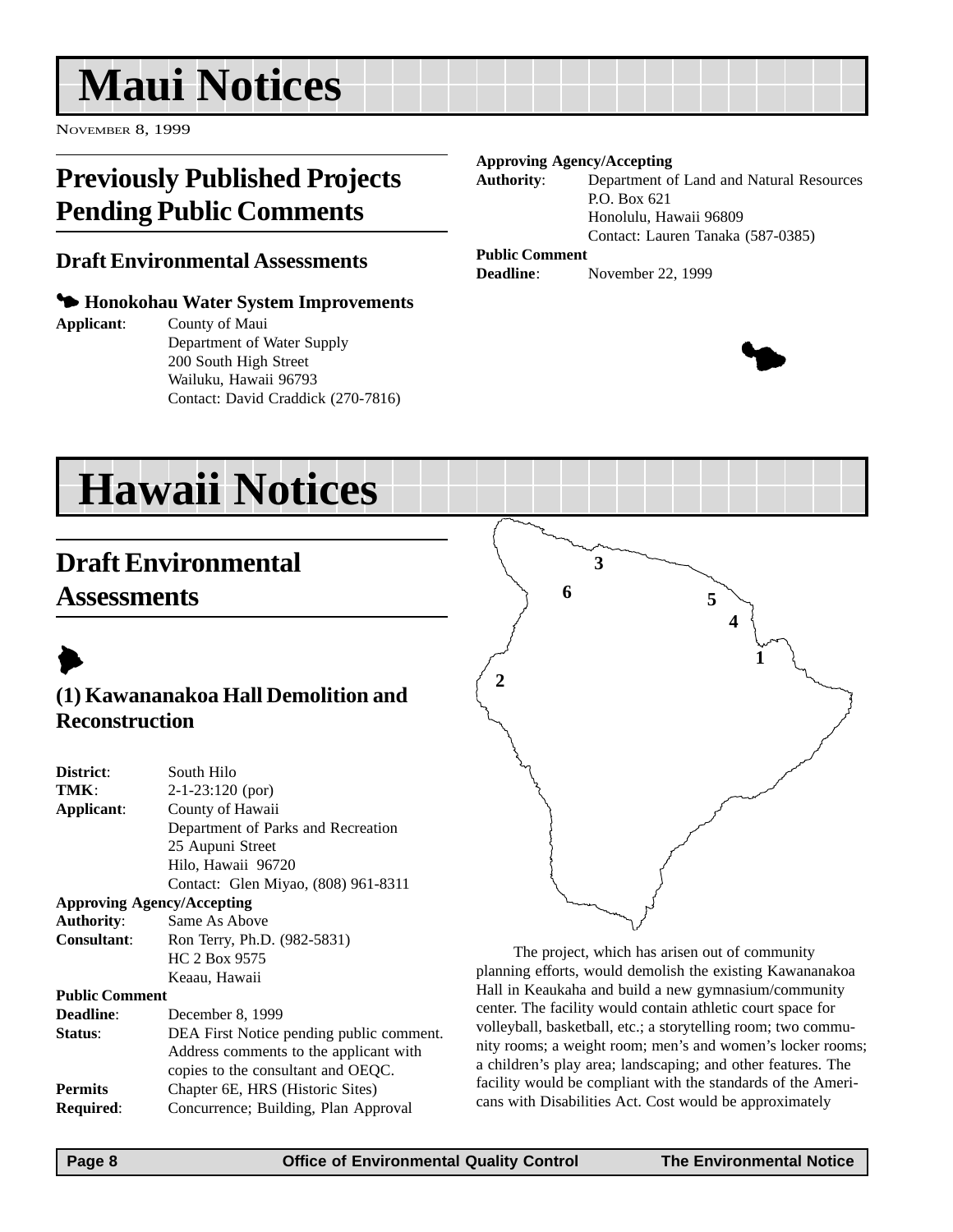# Maui Notices

NOVEMBER 8, 1999

## Previously Published Projects Pending Public Comments

### Draft Environmental Assessments

**Honokohau Water System Improvements**

**Applicant**: County of Maui
Department of Water Supply
200 South High Street
Wailuku, Hawaii 96793
Contact: David Craddick (270-7816)

**Approving Agency/Accepting Authority**: Department of Land and Natural Resources
P.O. Box 621
Honolulu, Hawaii 96809
Contact: Lauren Tanaka (587-0385)

**Public Comment Deadline**: November 22, 1999

# Hawaii Notices

## Draft Environmental Assessments

### (1) Kawananakoa Hall Demolition and Reconstruction

**District**: South Hilo
**TMK**: 2-1-23:120 (por)
**Applicant**: County of Hawaii
Department of Parks and Recreation
25 Aupuni Street
Hilo, Hawaii 96720
Contact: Glen Miyao, (808) 961-8311

**Approving Agency/Accepting Authority**: Same As Above

**Consultant**: Ron Terry, Ph.D. (982-5831)
HC 2 Box 9575
Keaau, Hawaii

**Public Comment Deadline**: December 8, 1999

**Status**: DEA First Notice pending public comment. Address comments to the applicant with copies to the consultant and OEQC.

**Permits Required**: Chapter 6E, HRS (Historic Sites) Concurrence; Building, Plan Approval

The project, which has arisen out of community planning efforts, would demolish the existing Kawananakoa Hall in Keaukaha and build a new gymnasium/community center. The facility would contain athletic court space for volleyball, basketball, etc.; a storytelling room; two community rooms; a weight room; men's and women's locker rooms; a children's play area; landscaping; and other features. The facility would be compliant with the standards of the Americans with Disabilities Act. Cost would be approximately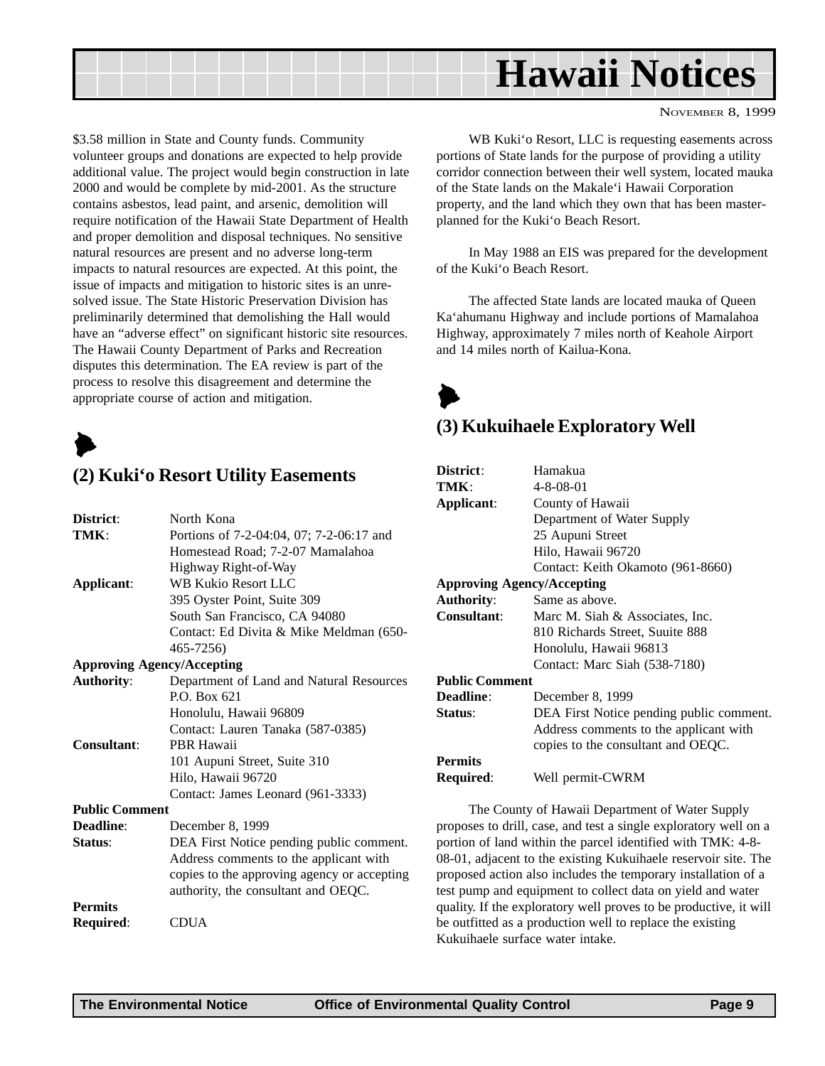$3.58 million in State and County funds. Community volunteer groups and donations are expected to help provide additional value. The project would begin construction in late 2000 and would be complete by mid-2001. As the structure contains asbestos, lead paint, and arsenic, demolition will require notification of the Hawaii State Department of Health and proper demolition and disposal techniques. No sensitive natural resources are present and no adverse long-term impacts to natural resources are expected. At this point, the issue of impacts and mitigation to historic sites is an unresolved issue. The State Historic Preservation Division has preliminarily determined that demolishing the Hall would have an "adverse effect" on significant historic site resources. The Hawaii County Department of Parks and Recreation disputes this determination. The EA review is part of the process to resolve this disagreement and determine the appropriate course of action and mitigation.

## (2) Kuki'o Resort Utility Easements

**District**: North Kona
**TMK**: Portions of 7-2-04:04, 07; 7-2-06:17 and Homestead Road; 7-2-07 Mamalahoa Highway Right-of-Way
**Applicant**: WB Kukio Resort LLC
395 Oyster Point, Suite 309
South San Francisco, CA 94080
Contact: Ed Divita & Mike Meldman (650-465-7256)

**Approving Agency/Accepting**
**Authority**: Department of Land and Natural Resources
P.O. Box 621
Honolulu, Hawaii 96809
Contact: Lauren Tanaka (587-0385)
**Consultant**: PBR Hawaii
101 Aupuni Street, Suite 310
Hilo, Hawaii 96720
Contact: James Leonard (961-3333)

**Public Comment**
**Deadline**: December 8, 1999
**Status**: DEA First Notice pending public comment. Address comments to the applicant with copies to the approving agency or accepting authority, the consultant and OEQC.

**Permits**
**Required**: CDUA

WB Kuki'o Resort, LLC is requesting easements across portions of State lands for the purpose of providing a utility corridor connection between their well system, located mauka of the State lands on the Makale'i Hawaii Corporation property, and the land which they own that has been master-planned for the Kuki'o Beach Resort.

In May 1988 an EIS was prepared for the development of the Kuki'o Beach Resort.

The affected State lands are located mauka of Queen Ka'ahumanu Highway and include portions of Mamalahoa Highway, approximately 7 miles north of Keahole Airport and 14 miles north of Kailua-Kona.

## (3) Kukuihaele Exploratory Well

**District**: Hamakua
**TMK**: 4-8-08-01
**Applicant**: County of Hawaii
Department of Water Supply
25 Aupuni Street
Hilo, Hawaii 96720
Contact: Keith Okamoto (961-8660)

**Approving Agency/Accepting**
**Authority**: Same as above.
**Consultant**: Marc M. Siah & Associates, Inc.
810 Richards Street, Suuite 888
Honolulu, Hawaii 96813
Contact: Marc Siah (538-7180)

**Public Comment**
**Deadline**: December 8, 1999
**Status**: DEA First Notice pending public comment. Address comments to the applicant with copies to the consultant and OEQC.

**Permits**
**Required**: Well permit-CWRM

The County of Hawaii Department of Water Supply proposes to drill, case, and test a single exploratory well on a portion of land within the parcel identified with TMK: 4-8-08-01, adjacent to the existing Kukuihaele reservoir site. The proposed action also includes the temporary installation of a test pump and equipment to collect data on yield and water quality. If the exploratory well proves to be productive, it will be outfitted as a production well to replace the existing Kukuihaele surface water intake.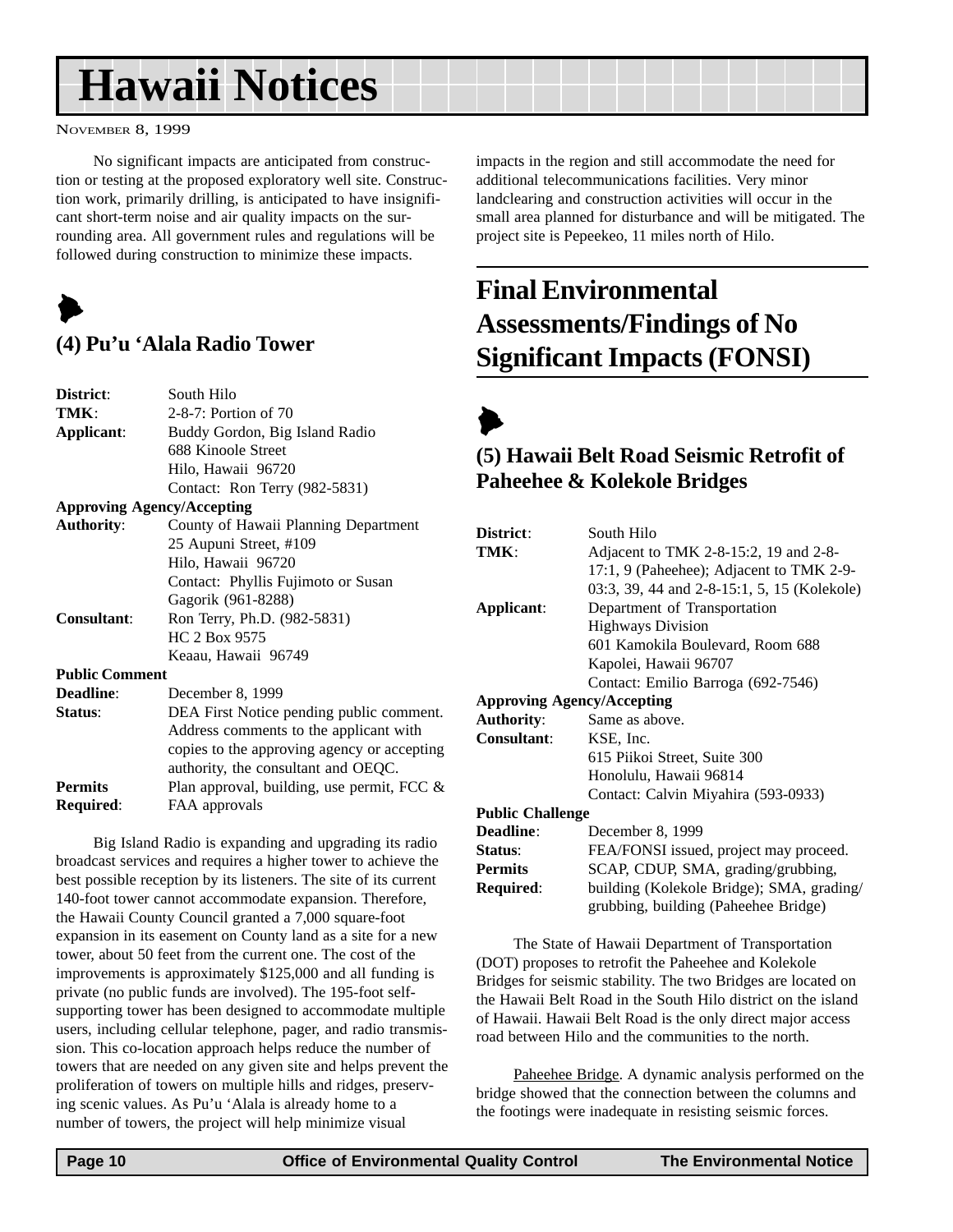No significant impacts are anticipated from construction or testing at the proposed exploratory well site. Construction work, primarily drilling, is anticipated to have insignificant short-term noise and air quality impacts on the surrounding area. All government rules and regulations will be followed during construction to minimize these impacts.

### (4) Pu'u 'Alala Radio Tower

| | |
|---|---|
| **District**: | South Hilo |
| **TMK**: | 2-8-7: Portion of 70 |
| **Applicant**: | Buddy Gordon, Big Island Radio<br>688 Kinoole Street<br>Hilo, Hawaii 96720<br>Contact: Ron Terry (982-5831) |
| **Approving Agency/Accepting Authority**: | County of Hawaii Planning Department<br>25 Aupuni Street, #109<br>Hilo, Hawaii 96720<br>Contact: Phyllis Fujimoto or Susan Gagorik (961-8288) |
| **Consultant**: | Ron Terry, Ph.D. (982-5831)<br>HC 2 Box 9575<br>Keaau, Hawaii 96749 |
| **Public Comment Deadline**: | December 8, 1999 |
| **Status**: | DEA First Notice pending public comment. Address comments to the applicant with copies to the approving agency or accepting authority, the consultant and OEQC. |
| **Permits Required**: | Plan approval, building, use permit, FCC & FAA approvals |

Big Island Radio is expanding and upgrading its radio broadcast services and requires a higher tower to achieve the best possible reception by its listeners. The site of its current 140-foot tower cannot accommodate expansion. Therefore, the Hawaii County Council granted a 7,000 square-foot expansion in its easement on County land as a site for a new tower, about 50 feet from the current one. The cost of the improvements is approximately $125,000 and all funding is private (no public funds are involved). The 195-foot self-supporting tower has been designed to accommodate multiple users, including cellular telephone, pager, and radio transmission. This co-location approach helps reduce the number of towers that are needed on any given site and helps prevent the proliferation of towers on multiple hills and ridges, preserving scenic values. As Pu'u 'Alala is already home to a number of towers, the project will help minimize visual impacts in the region and still accommodate the need for additional telecommunications facilities. Very minor landclearing and construction activities will occur in the small area planned for disturbance and will be mitigated. The project site is Pepeekeo, 11 miles north of Hilo.

## Final Environmental Assessments/Findings of No Significant Impacts (FONSI)

### (5) Hawaii Belt Road Seismic Retrofit of Paheehee & Kolekole Bridges

| | |
|---|---|
| **District**: | South Hilo |
| **TMK**: | Adjacent to TMK 2-8-15:2, 19 and 2-8-17:1, 9 (Paheehee); Adjacent to TMK 2-9-03:3, 39, 44 and 2-8-15:1, 5, 15 (Kolekole) |
| **Applicant**: | Department of Transportation<br>Highways Division<br>601 Kamokila Boulevard, Room 688<br>Kapolei, Hawaii 96707<br>Contact: Emilio Barroga (692-7546) |
| **Approving Agency/Accepting Authority**: | Same as above. |
| **Consultant**: | KSE, Inc.<br>615 Piikoi Street, Suite 300<br>Honolulu, Hawaii 96814<br>Contact: Calvin Miyahira (593-0933) |
| **Public Challenge Deadline**: | December 8, 1999 |
| **Status**: | FEA/FONSI issued, project may proceed. |
| **Permits Required**: | SCAP, CDUP, SMA, grading/grubbing, building (Kolekole Bridge); SMA, grading/grubbing, building (Paheehee Bridge) |

The State of Hawaii Department of Transportation (DOT) proposes to retrofit the Paheehee and Kolekole Bridges for seismic stability. The two Bridges are located on the Hawaii Belt Road in the South Hilo district on the island of Hawaii. Hawaii Belt Road is the only direct major access road between Hilo and the communities to the north.

Paheehee Bridge. A dynamic analysis performed on the bridge showed that the connection between the columns and the footings were inadequate in resisting seismic forces.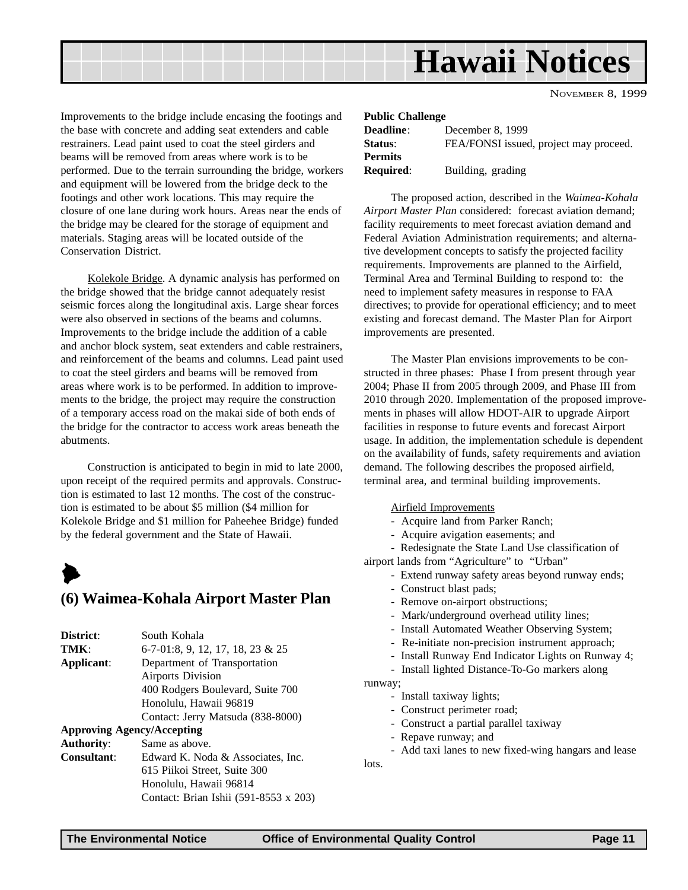Improvements to the bridge include encasing the footings and the base with concrete and adding seat extenders and cable restrainers. Lead paint used to coat the steel girders and beams will be removed from areas where work is to be performed. Due to the terrain surrounding the bridge, workers and equipment will be lowered from the bridge deck to the footings and other work locations. This may require the closure of one lane during work hours. Areas near the ends of the bridge may be cleared for the storage of equipment and materials. Staging areas will be located outside of the Conservation District.

Kolekole Bridge. A dynamic analysis has performed on the bridge showed that the bridge cannot adequately resist seismic forces along the longitudinal axis. Large shear forces were also observed in sections of the beams and columns. Improvements to the bridge include the addition of a cable and anchor block system, seat extenders and cable restrainers, and reinforcement of the beams and columns. Lead paint used to coat the steel girders and beams will be removed from areas where work is to be performed. In addition to improvements to the bridge, the project may require the construction of a temporary access road on the makai side of both ends of the bridge for the contractor to access work areas beneath the abutments.

Construction is anticipated to begin in mid to late 2000, upon receipt of the required permits and approvals. Construction is estimated to last 12 months. The cost of the construction is estimated to be about $5 million ($4 million for Kolekole Bridge and $1 million for Paheehee Bridge) funded by the federal government and the State of Hawaii.

## (6) Waimea-Kohala Airport Master Plan

**District**: South Kohala
**TMK**: 6-7-01:8, 9, 12, 17, 18, 23 & 25
**Applicant**: Department of Transportation
Airports Division
400 Rodgers Boulevard, Suite 700
Honolulu, Hawaii 96819
Contact: Jerry Matsuda (838-8000)
**Approving Agency/Accepting Authority**: Same as above.
**Consultant**: Edward K. Noda & Associates, Inc.
615 Piikoi Street, Suite 300
Honolulu, Hawaii 96814
Contact: Brian Ishii (591-8553 x 203)

**Public Challenge Deadline**: December 8, 1999
**Status**: FEA/FONSI issued, project may proceed.
**Permits Required**: Building, grading

The proposed action, described in the *Waimea-Kohala Airport Master Plan* considered: forecast aviation demand; facility requirements to meet forecast aviation demand and Federal Aviation Administration requirements; and alternative development concepts to satisfy the projected facility requirements. Improvements are planned to the Airfield, Terminal Area and Terminal Building to respond to: the need to implement safety measures in response to FAA directives; to provide for operational efficiency; and to meet existing and forecast demand. The Master Plan for Airport improvements are presented.

The Master Plan envisions improvements to be constructed in three phases: Phase I from present through year 2004; Phase II from 2005 through 2009, and Phase III from 2010 through 2020. Implementation of the proposed improvements in phases will allow HDOT-AIR to upgrade Airport facilities in response to future events and forecast Airport usage. In addition, the implementation schedule is dependent on the availability of funds, safety requirements and aviation demand. The following describes the proposed airfield, terminal area, and terminal building improvements.

Airfield Improvements

- Acquire land from Parker Ranch;
- Acquire avigation easements; and
- Redesignate the State Land Use classification of airport lands from "Agriculture" to "Urban"
- Extend runway safety areas beyond runway ends;
- Construct blast pads;
- Remove on-airport obstructions;
- Mark/underground overhead utility lines;
- Install Automated Weather Observing System;
- Re-initiate non-precision instrument approach;
- Install Runway End Indicator Lights on Runway 4;
- Install lighted Distance-To-Go markers along runway;
- Install taxiway lights;
- Construct perimeter road;
- Construct a partial parallel taxiway
- Repave runway; and
- Add taxi lanes to new fixed-wing hangars and lease lots.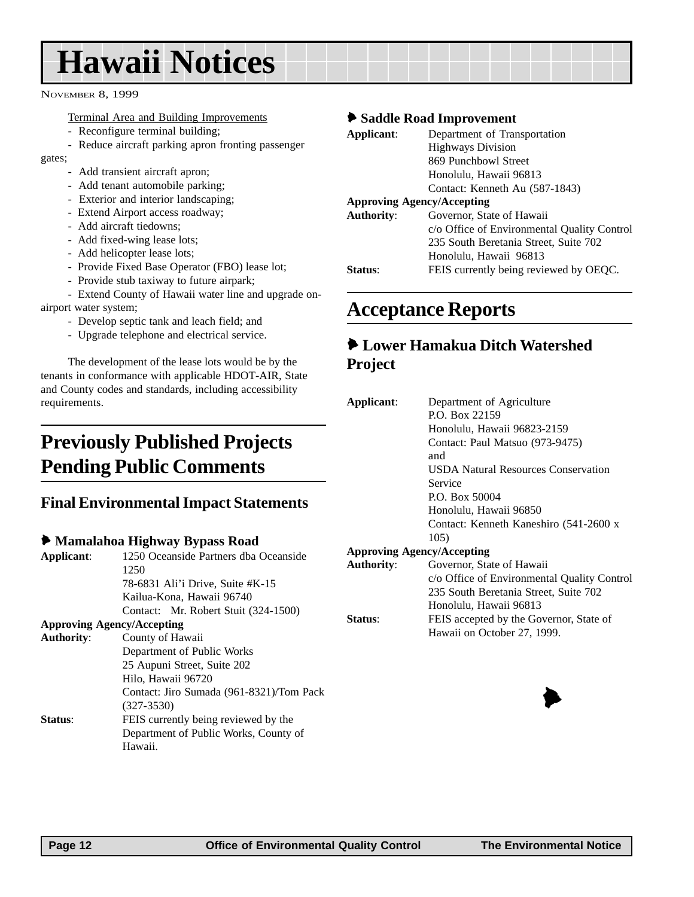Terminal Area and Building Improvements

- Reconfigure terminal building;
- Reduce aircraft parking apron fronting passenger gates;
- Add transient aircraft apron;
- Add tenant automobile parking;
- Exterior and interior landscaping;
- Extend Airport access roadway;
- Add aircraft tiedowns;
- Add fixed-wing lease lots;
- Add helicopter lease lots;
- Provide Fixed Base Operator (FBO) lease lot;
- Provide stub taxiway to future airpark;
- Extend County of Hawaii water line and upgrade on-airport water system;
- Develop septic tank and leach field; and
- Upgrade telephone and electrical service.

The development of the lease lots would be by the tenants in conformance with applicable HDOT-AIR, State and County codes and standards, including accessibility requirements.

# Previously Published Projects Pending Public Comments

## Final Environmental Impact Statements

### Mamalahoa Highway Bypass Road

**Applicant**: 1250 Oceanside Partners dba Oceanside 1250
78-6831 Ali'i Drive, Suite #K-15
Kailua-Kona, Hawaii 96740
Contact: Mr. Robert Stuit (324-1500)

**Approving Agency/Accepting Authority**: County of Hawaii
Department of Public Works
25 Aupuni Street, Suite 202
Hilo, Hawaii 96720
Contact: Jiro Sumada (961-8321)/Tom Pack (327-3530)

**Status**: FEIS currently being reviewed by the Department of Public Works, County of Hawaii.

### Saddle Road Improvement

**Applicant**: Department of Transportation
Highways Division
869 Punchbowl Street
Honolulu, Hawaii 96813
Contact: Kenneth Au (587-1843)

**Approving Agency/Accepting Authority**: Governor, State of Hawaii
c/o Office of Environmental Quality Control
235 South Beretania Street, Suite 702
Honolulu, Hawaii 96813

**Status**: FEIS currently being reviewed by OEQC.

# Acceptance Reports

### Lower Hamakua Ditch Watershed Project

**Applicant**: Department of Agriculture
P.O. Box 22159
Honolulu, Hawaii 96823-2159
Contact: Paul Matsuo (973-9475)
and
USDA Natural Resources Conservation Service
P.O. Box 50004
Honolulu, Hawaii 96850
Contact: Kenneth Kaneshiro (541-2600 x 105)

**Approving Agency/Accepting Authority**: Governor, State of Hawaii
c/o Office of Environmental Quality Control
235 South Beretania Street, Suite 702
Honolulu, Hawaii 96813

**Status**: FEIS accepted by the Governor, State of Hawaii on October 27, 1999.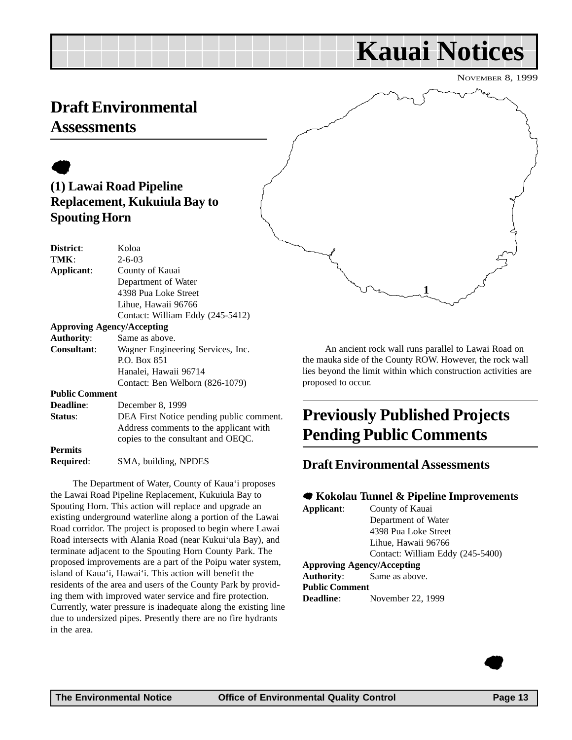# Kauai Notices

NOVEMBER 8, 1999

## Draft Environmental Assessments

### (1) Lawai Road Pipeline Replacement, Kukuiula Bay to Spouting Horn

**District**: Koloa
**TMK**: 2-6-03
**Applicant**: County of Kauai
Department of Water
4398 Pua Loke Street
Lihue, Hawaii 96766
Contact: William Eddy (245-5412)

**Approving Agency/Accepting Authority**: Same as above.

**Consultant**: Wagner Engineering Services, Inc.
P.O. Box 851
Hanalei, Hawaii 96714
Contact: Ben Welborn (826-1079)

**Public Comment Deadline**: December 8, 1999

**Status**: DEA First Notice pending public comment. Address comments to the applicant with copies to the consultant and OEQC.

**Permits Required**: SMA, building, NPDES

The Department of Water, County of Kaua'i proposes the Lawai Road Pipeline Replacement, Kukuiula Bay to Spouting Horn. This action will replace and upgrade an existing underground waterline along a portion of the Lawai Road corridor. The project is proposed to begin where Lawai Road intersects with Alania Road (near Kukui'ula Bay), and terminate adjacent to the Spouting Horn County Park. The proposed improvements are a part of the Poipu water system, island of Kaua'i, Hawai'i. This action will benefit the residents of the area and users of the County Park by providing them with improved water service and fire protection. Currently, water pressure is inadequate along the existing line due to undersized pipes. Presently there are no fire hydrants in the area.

An ancient rock wall runs parallel to Lawai Road on the mauka side of the County ROW. However, the rock wall lies beyond the limit within which construction activities are proposed to occur.

## Previously Published Projects Pending Public Comments

### Draft Environmental Assessments

#### Kokolau Tunnel & Pipeline Improvements

**Applicant**: County of Kauai
Department of Water
4398 Pua Loke Street
Lihue, Hawaii 96766
Contact: William Eddy (245-5400)

**Approving Agency/Accepting Authority**: Same as above.

**Public Comment Deadline**: November 22, 1999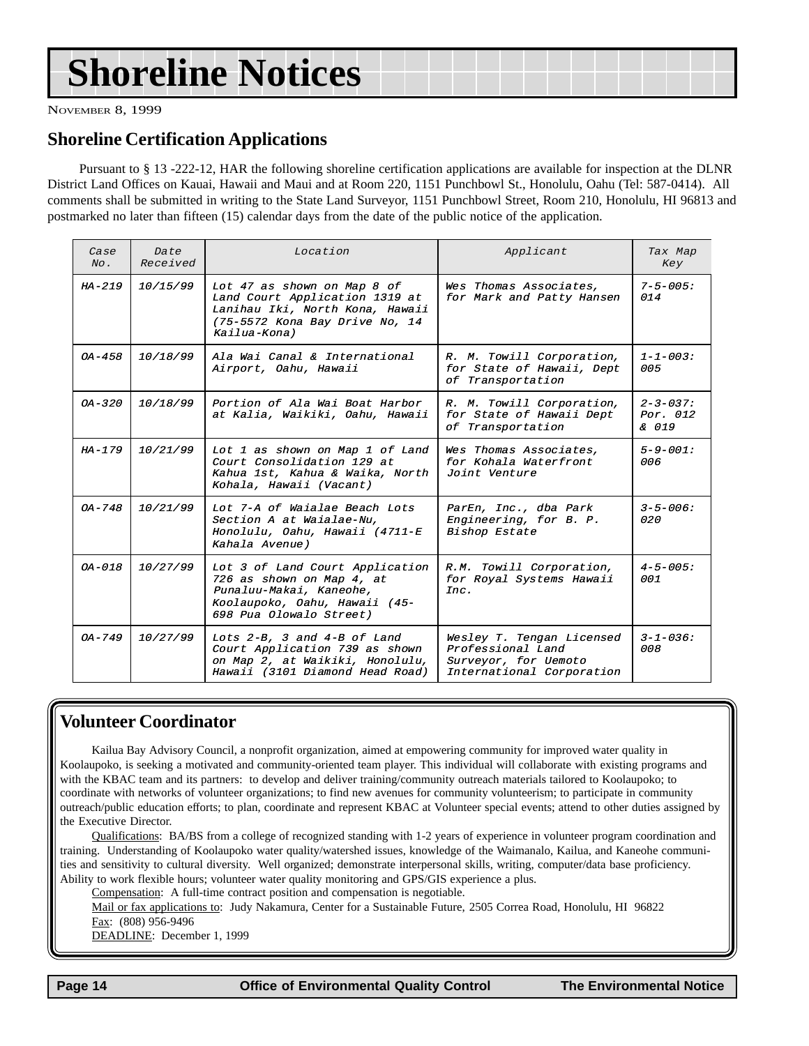# Shoreline Notices

NOVEMBER 8, 1999

## Shoreline Certification Applications

Pursuant to § 13 -222-12, HAR the following shoreline certification applications are available for inspection at the DLNR District Land Offices on Kauai, Hawaii and Maui and at Room 220, 1151 Punchbowl St., Honolulu, Oahu (Tel: 587-0414). All comments shall be submitted in writing to the State Land Surveyor, 1151 Punchbowl Street, Room 210, Honolulu, HI 96813 and postmarked no later than fifteen (15) calendar days from the date of the public notice of the application.

| Case No. | Date Received | Location | Applicant | Tax Map Key |
|---|---|---|---|---|
| HA-219 | 10/15/99 | Lot 47 as shown on Map 8 of Land Court Application 1319 at Lanihau Iki, North Kona, Hawaii (75-5572 Kona Bay Drive No, 14 Kailua-Kona) | Wes Thomas Associates, for Mark and Patty Hansen | 7-5-005: 014 |
| OA-458 | 10/18/99 | Ala Wai Canal & International Airport, Oahu, Hawaii | R. M. Towill Corporation, for State of Hawaii, Dept of Transportation | 1-1-003: 005 |
| OA-320 | 10/18/99 | Portion of Ala Wai Boat Harbor at Kalia, Waikiki, Oahu, Hawaii | R. M. Towill Corporation, for State of Hawaii Dept of Transportation | 2-3-037: Por. 012 & 019 |
| HA-179 | 10/21/99 | Lot 1 as shown on Map 1 of Land Court Consolidation 129 at Kahua 1st, Kahua & Waika, North Kohala, Hawaii (Vacant) | Wes Thomas Associates, for Kohala Waterfront Joint Venture | 5-9-001: 006 |
| OA-748 | 10/21/99 | Lot 7-A of Waialae Beach Lots Section A at Waialae-Nu, Honolulu, Oahu, Hawaii (4711-E Kahala Avenue) | ParEn, Inc., dba Park Engineering, for B. P. Bishop Estate | 3-5-006: 020 |
| OA-018 | 10/27/99 | Lot 3 of Land Court Application 726 as shown on Map 4, at Punaluu-Makai, Kaneohe, Koolaupoko, Oahu, Hawaii (45-698 Pua Olowalo Street) | R.M. Towill Corporation, for Royal Systems Hawaii Inc. | 4-5-005: 001 |
| OA-749 | 10/27/99 | Lots 2-B, 3 and 4-B of Land Court Application 739 as shown on Map 2, at Waikiki, Honolulu, Hawaii (3101 Diamond Head Road) | Wesley T. Tengan Licensed Professional Land Surveyor, for Uemoto International Corporation | 3-1-036: 008 |

## Volunteer Coordinator

Kailua Bay Advisory Council, a nonprofit organization, aimed at empowering community for improved water quality in Koolaupoko, is seeking a motivated and community-oriented team player. This individual will collaborate with existing programs and with the KBAC team and its partners: to develop and deliver training/community outreach materials tailored to Koolaupoko; to coordinate with networks of volunteer organizations; to find new avenues for community volunteerism; to participate in community outreach/public education efforts; to plan, coordinate and represent KBAC at Volunteer special events; attend to other duties assigned by the Executive Director.

Qualifications: BA/BS from a college of recognized standing with 1-2 years of experience in volunteer program coordination and training. Understanding of Koolaupoko water quality/watershed issues, knowledge of the Waimanalo, Kailua, and Kaneohe communities and sensitivity to cultural diversity. Well organized; demonstrate interpersonal skills, writing, computer/data base proficiency. Ability to work flexible hours; volunteer water quality monitoring and GPS/GIS experience a plus.

Compensation: A full-time contract position and compensation is negotiable.

Mail or fax applications to: Judy Nakamura, Center for a Sustainable Future, 2505 Correa Road, Honolulu, HI 96822

Fax: (808) 956-9496

DEADLINE: December 1, 1999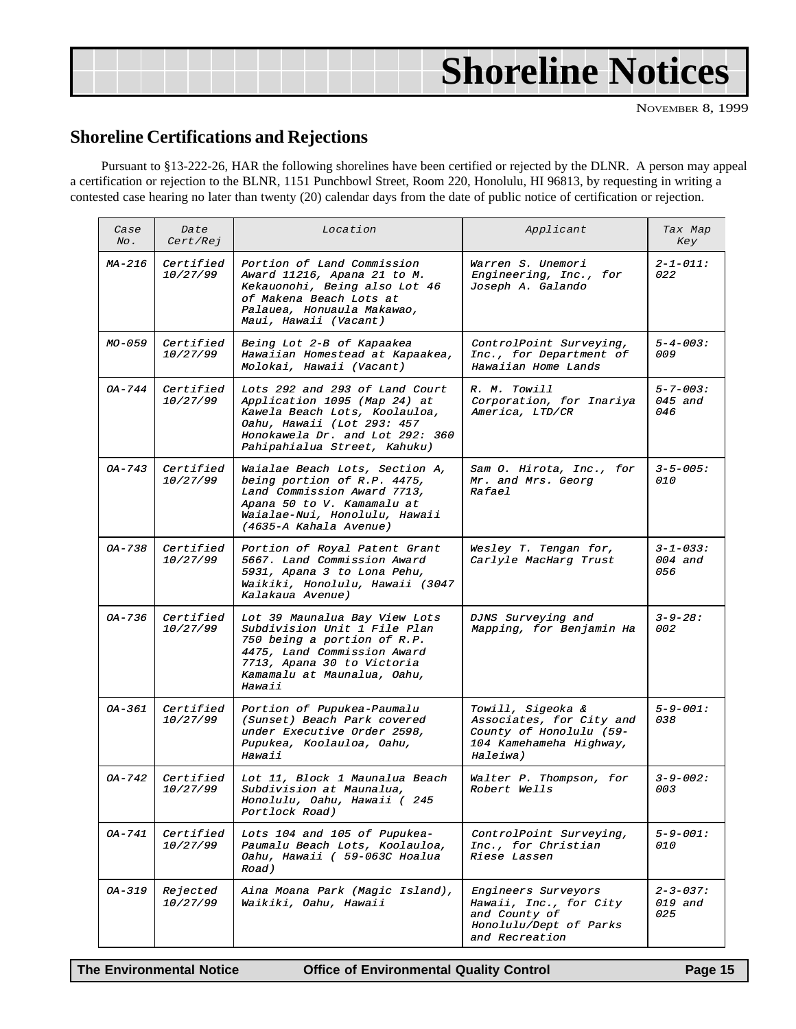# Shoreline Notices

NOVEMBER 8, 1999

## Shoreline Certifications and Rejections

Pursuant to §13-222-26, HAR the following shorelines have been certified or rejected by the DLNR. A person may appeal a certification or rejection to the BLNR, 1151 Punchbowl Street, Room 220, Honolulu, HI 96813, by requesting in writing a contested case hearing no later than twenty (20) calendar days from the date of public notice of certification or rejection.

| Case No. | Date Cert/Rej | Location | Applicant | Tax Map Key |
|---|---|---|---|---|
| MA-216 | Certified 10/27/99 | Portion of Land Commission Award 11216, Apana 21 to M. Kekauonohi, Being also Lot 46 of Makena Beach Lots at Palauea, Honuaula Makawao, Maui, Hawaii (Vacant) | Warren S. Unemori Engineering, Inc., for Joseph A. Galando | 2-1-011: 022 |
| MO-059 | Certified 10/27/99 | Being Lot 2-B of Kapaakea Hawaiian Homestead at Kapaakea, Molokai, Hawaii (Vacant) | ControlPoint Surveying, Inc., for Department of Hawaiian Home Lands | 5-4-003: 009 |
| OA-744 | Certified 10/27/99 | Lots 292 and 293 of Land Court Application 1095 (Map 24) at Kawela Beach Lots, Koolauloa, Oahu, Hawaii (Lot 293: 457 Honokawela Dr. and Lot 292: 360 Pahipahialua Street, Kahuku) | R. M. Towill Corporation, for Inariya America, LTD/CR | 5-7-003: 045 and 046 |
| OA-743 | Certified 10/27/99 | Waialae Beach Lots, Section A, being portion of R.P. 4475, Land Commission Award 7713, Apana 50 to V. Kamamalu at Waialae-Nui, Honolulu, Hawaii (4635-A Kahala Avenue) | Sam O. Hirota, Inc., for Mr. and Mrs. Georg Rafael | 3-5-005: 010 |
| OA-738 | Certified 10/27/99 | Portion of Royal Patent Grant 5667. Land Commission Award 5931, Apana 3 to Lona Pehu, Waikiki, Honolulu, Hawaii (3047 Kalakaua Avenue) | Wesley T. Tengan for, Carlyle MacHarg Trust | 3-1-033: 004 and 056 |
| OA-736 | Certified 10/27/99 | Lot 39 Maunalua Bay View Lots Subdivision Unit 1 File Plan 750 being a portion of R.P. 4475, Land Commission Award 7713, Apana 30 to Victoria Kamamalu at Maunalua, Oahu, Hawaii | DJNS Surveying and Mapping, for Benjamin Ha | 3-9-28: 002 |
| OA-361 | Certified 10/27/99 | Portion of Pupukea-Paumalu (Sunset) Beach Park covered under Executive Order 2598, Pupukea, Koolauloa, Oahu, Hawaii | Towill, Sigeoka & Associates, for City and County of Honolulu (59-104 Kamehameha Highway, Haleiwa) | 5-9-001: 038 |
| OA-742 | Certified 10/27/99 | Lot 11, Block 1 Maunalua Beach Subdivision at Maunalua, Honolulu, Oahu, Hawaii ( 245 Portlock Road) | Walter P. Thompson, for Robert Wells | 3-9-002: 003 |
| OA-741 | Certified 10/27/99 | Lots 104 and 105 of Pupukea-Paumalu Beach Lots, Koolauloa, Oahu, Hawaii ( 59-063C Hoalua Road) | ControlPoint Surveying, Inc., for Christian Riese Lassen | 5-9-001: 010 |
| OA-319 | Rejected 10/27/99 | Aina Moana Park (Magic Island), Waikiki, Oahu, Hawaii | Engineers Surveyors Hawaii, Inc., for City and County of Honolulu/Dept of Parks and Recreation | 2-3-037: 019 and 025 |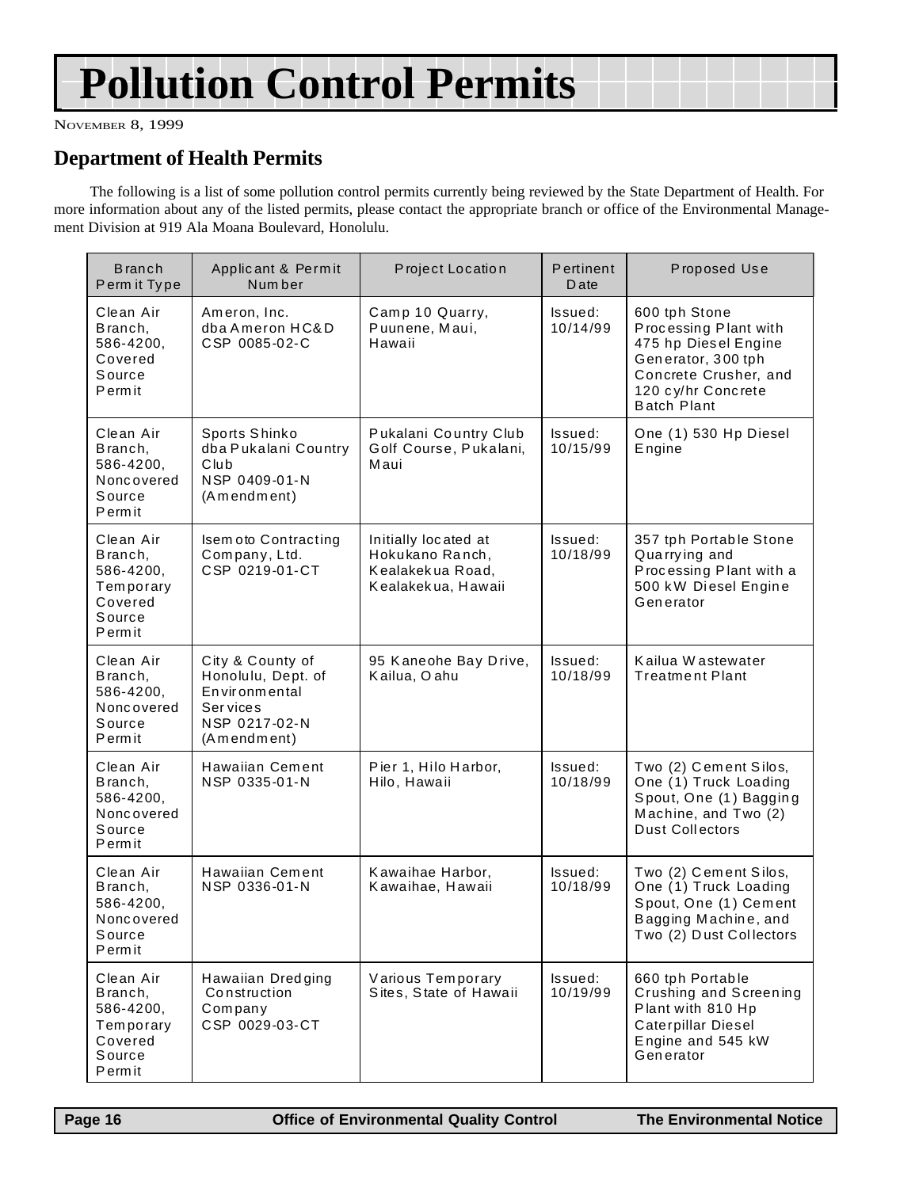# Pollution Control Permits

NOVEMBER 8, 1999

## Department of Health Permits

The following is a list of some pollution control permits currently being reviewed by the State Department of Health. For more information about any of the listed permits, please contact the appropriate branch or office of the Environmental Management Division at 919 Ala Moana Boulevard, Honolulu.

| Branch Permit Type | Applicant & Permit Number | Project Location | Pertinent Date | Proposed Use |
|---|---|---|---|---|
| Clean Air Branch, 586-4200, Covered Source Permit | Ameron, Inc. dba Ameron HC&D CSP 0085-02-C | Camp 10 Quarry, Puunene, Maui, Hawaii | Issued: 10/14/99 | 600 tph Stone Processing Plant with 475 hp Diesel Engine Generator, 300 tph Concrete Crusher, and 120 cy/hr Concrete Batch Plant |
| Clean Air Branch, 586-4200, Noncovered Source Permit | Sports Shinko dba Pukalani Country Club NSP 0409-01-N (Amendment) | Pukalani Country Club Golf Course, Pukalani, Maui | Issued: 10/15/99 | One (1) 530 Hp Diesel Engine |
| Clean Air Branch, 586-4200, Temporary Covered Source Permit | Isemoto Contracting Company, Ltd. CSP 0219-01-CT | Initially located at Hokukano Ranch, Kealakekua Road, Kealakekua, Hawaii | Issued: 10/18/99 | 357 tph Portable Stone Quarrying and Processing Plant with a 500 kW Diesel Engine Generator |
| Clean Air Branch, 586-4200, Noncovered Source Permit | City & County of Honolulu, Dept. of Environmental Services NSP 0217-02-N (Amendment) | 95 Kaneohe Bay Drive, Kailua, Oahu | Issued: 10/18/99 | Kailua Wastewater Treatment Plant |
| Clean Air Branch, 586-4200, Noncovered Source Permit | Hawaiian Cement NSP 0335-01-N | Pier 1, Hilo Harbor, Hilo, Hawaii | Issued: 10/18/99 | Two (2) Cement Silos, One (1) Truck Loading Spout, One (1) Bagging Machine, and Two (2) Dust Collectors |
| Clean Air Branch, 586-4200, Noncovered Source Permit | Hawaiian Cement NSP 0336-01-N | Kawaihae Harbor, Kawaihae, Hawaii | Issued: 10/18/99 | Two (2) Cement Silos, One (1) Truck Loading Spout, One (1) Cement Bagging Machine, and Two (2) Dust Collectors |
| Clean Air Branch, 586-4200, Temporary Covered Source Permit | Hawaiian Dredging Construction Company CSP 0029-03-CT | Various Temporary Sites, State of Hawaii | Issued: 10/19/99 | 660 tph Portable Crushing and Screening Plant with 810 Hp Caterpillar Diesel Engine and 545 kW Generator |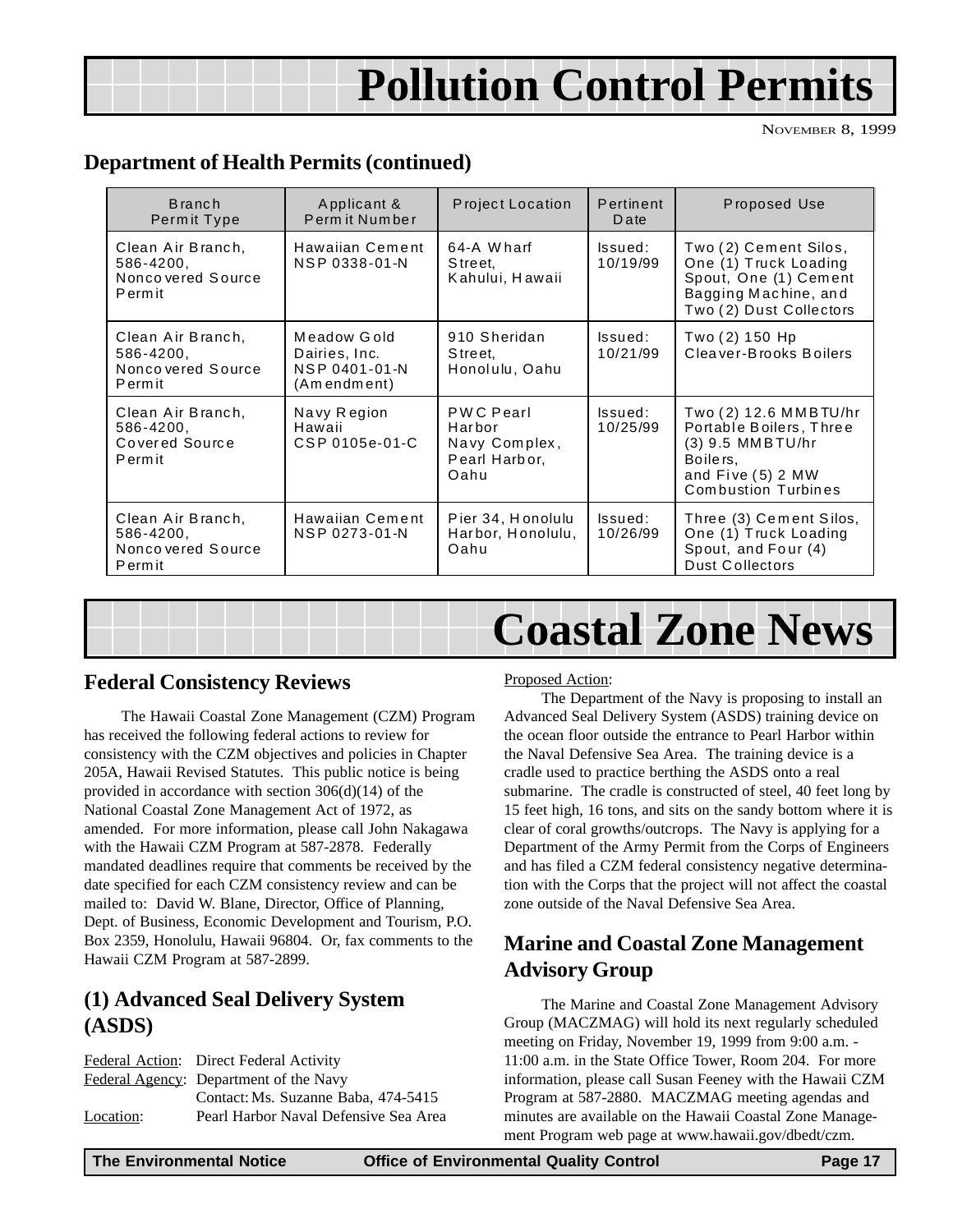# Pollution Control Permits

NOVEMBER 8, 1999

## Department of Health Permits (continued)

| Branch Permit Type | Applicant & Permit Number | Project Location | Pertinent Date | Proposed Use |
|---|---|---|---|---|
| Clean Air Branch, 586-4200, Noncovered Source Permit | Hawaiian Cement NSP 0338-01-N | 64-A Wharf Street, Kahului, Hawaii | Issued: 10/19/99 | Two (2) Cement Silos, One (1) Truck Loading Spout, One (1) Cement Bagging Machine, and Two (2) Dust Collectors |
| Clean Air Branch, 586-4200, Noncovered Source Permit | Meadow Gold Dairies, Inc. NSP 0401-01-N (Amendment) | 910 Sheridan Street, Honolulu, Oahu | Issued: 10/21/99 | Two (2) 150 Hp Cleaver-Brooks Boilers |
| Clean Air Branch, 586-4200, Covered Source Permit | Navy Region Hawaii CSP 0105e-01-C | PWC Pearl Harbor Navy Complex, Pearl Harbor, Oahu | Issued: 10/25/99 | Two (2) 12.6 MMBTU/hr Portable Boilers, Three (3) 9.5 MMBTU/hr Boilers, and Five (5) 2 MW Combustion Turbines |
| Clean Air Branch, 586-4200, Noncovered Source Permit | Hawaiian Cement NSP 0273-01-N | Pier 34, Honolulu Harbor, Honolulu, Oahu | Issued: 10/26/99 | Three (3) Cement Silos, One (1) Truck Loading Spout, and Four (4) Dust Collectors |

# Coastal Zone News

## Federal Consistency Reviews

The Hawaii Coastal Zone Management (CZM) Program has received the following federal actions to review for consistency with the CZM objectives and policies in Chapter 205A, Hawaii Revised Statutes. This public notice is being provided in accordance with section 306(d)(14) of the National Coastal Zone Management Act of 1972, as amended. For more information, please call John Nakagawa with the Hawaii CZM Program at 587-2878. Federally mandated deadlines require that comments be received by the date specified for each CZM consistency review and can be mailed to: David W. Blane, Director, Office of Planning, Dept. of Business, Economic Development and Tourism, P.O. Box 2359, Honolulu, Hawaii 96804. Or, fax comments to the Hawaii CZM Program at 587-2899.

## (1) Advanced Seal Delivery System (ASDS)

Federal Action: Direct Federal Activity
Federal Agency: Department of the Navy
Contact: Ms. Suzanne Baba, 474-5415
Location: Pearl Harbor Naval Defensive Sea Area

Proposed Action:

The Department of the Navy is proposing to install an Advanced Seal Delivery System (ASDS) training device on the ocean floor outside the entrance to Pearl Harbor within the Naval Defensive Sea Area. The training device is a cradle used to practice berthing the ASDS onto a real submarine. The cradle is constructed of steel, 40 feet long by 15 feet high, 16 tons, and sits on the sandy bottom where it is clear of coral growths/outcrops. The Navy is applying for a Department of the Army Permit from the Corps of Engineers and has filed a CZM federal consistency negative determination with the Corps that the project will not affect the coastal zone outside of the Naval Defensive Sea Area.

## Marine and Coastal Zone Management Advisory Group

The Marine and Coastal Zone Management Advisory Group (MACZMAG) will hold its next regularly scheduled meeting on Friday, November 19, 1999 from 9:00 a.m. - 11:00 a.m. in the State Office Tower, Room 204. For more information, please call Susan Feeney with the Hawaii CZM Program at 587-2880. MACZMAG meeting agendas and minutes are available on the Hawaii Coastal Zone Management Program web page at www.hawaii.gov/dbedt/czm.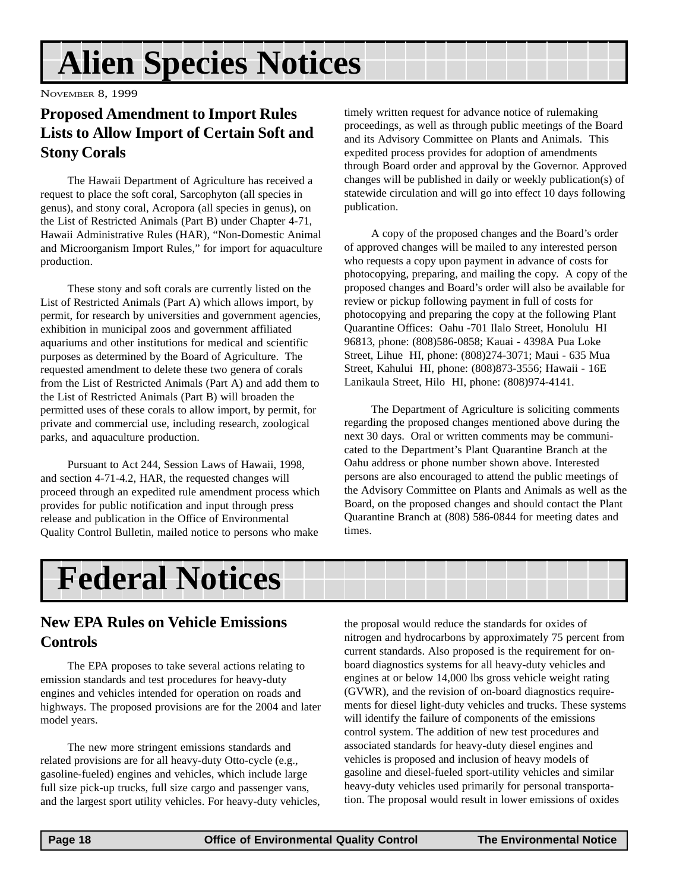# Alien Species Notices

NOVEMBER 8, 1999

## Proposed Amendment to Import Rules Lists to Allow Import of Certain Soft and Stony Corals

The Hawaii Department of Agriculture has received a request to place the soft coral, Sarcophyton (all species in genus), and stony coral, Acropora (all species in genus), on the List of Restricted Animals (Part B) under Chapter 4-71, Hawaii Administrative Rules (HAR), "Non-Domestic Animal and Microorganism Import Rules," for import for aquaculture production.

These stony and soft corals are currently listed on the List of Restricted Animals (Part A) which allows import, by permit, for research by universities and government agencies, exhibition in municipal zoos and government affiliated aquariums and other institutions for medical and scientific purposes as determined by the Board of Agriculture. The requested amendment to delete these two genera of corals from the List of Restricted Animals (Part A) and add them to the List of Restricted Animals (Part B) will broaden the permitted uses of these corals to allow import, by permit, for private and commercial use, including research, zoological parks, and aquaculture production.

Pursuant to Act 244, Session Laws of Hawaii, 1998, and section 4-71-4.2, HAR, the requested changes will proceed through an expedited rule amendment process which provides for public notification and input through press release and publication in the Office of Environmental Quality Control Bulletin, mailed notice to persons who make timely written request for advance notice of rulemaking proceedings, as well as through public meetings of the Board and its Advisory Committee on Plants and Animals. This expedited process provides for adoption of amendments through Board order and approval by the Governor. Approved changes will be published in daily or weekly publication(s) of statewide circulation and will go into effect 10 days following publication.

A copy of the proposed changes and the Board's order of approved changes will be mailed to any interested person who requests a copy upon payment in advance of costs for photocopying, preparing, and mailing the copy. A copy of the proposed changes and Board's order will also be available for review or pickup following payment in full of costs for photocopying and preparing the copy at the following Plant Quarantine Offices: Oahu -701 Ilalo Street, Honolulu HI 96813, phone: (808)586-0858; Kauai - 4398A Pua Loke Street, Lihue HI, phone: (808)274-3071; Maui - 635 Mua Street, Kahului HI, phone: (808)873-3556; Hawaii - 16E Lanikaula Street, Hilo HI, phone: (808)974-4141.

The Department of Agriculture is soliciting comments regarding the proposed changes mentioned above during the next 30 days. Oral or written comments may be communicated to the Department's Plant Quarantine Branch at the Oahu address or phone number shown above. Interested persons are also encouraged to attend the public meetings of the Advisory Committee on Plants and Animals as well as the Board, on the proposed changes and should contact the Plant Quarantine Branch at (808) 586-0844 for meeting dates and times.

# Federal Notices

## New EPA Rules on Vehicle Emissions Controls

The EPA proposes to take several actions relating to emission standards and test procedures for heavy-duty engines and vehicles intended for operation on roads and highways. The proposed provisions are for the 2004 and later model years.

The new more stringent emissions standards and related provisions are for all heavy-duty Otto-cycle (e.g., gasoline-fueled) engines and vehicles, which include large full size pick-up trucks, full size cargo and passenger vans, and the largest sport utility vehicles. For heavy-duty vehicles, the proposal would reduce the standards for oxides of nitrogen and hydrocarbons by approximately 75 percent from current standards. Also proposed is the requirement for on-board diagnostics systems for all heavy-duty vehicles and engines at or below 14,000 lbs gross vehicle weight rating (GVWR), and the revision of on-board diagnostics requirements for diesel light-duty vehicles and trucks. These systems will identify the failure of components of the emissions control system. The addition of new test procedures and associated standards for heavy-duty diesel engines and vehicles is proposed and inclusion of heavy models of gasoline and diesel-fueled sport-utility vehicles and similar heavy-duty vehicles used primarily for personal transportation. The proposal would result in lower emissions of oxides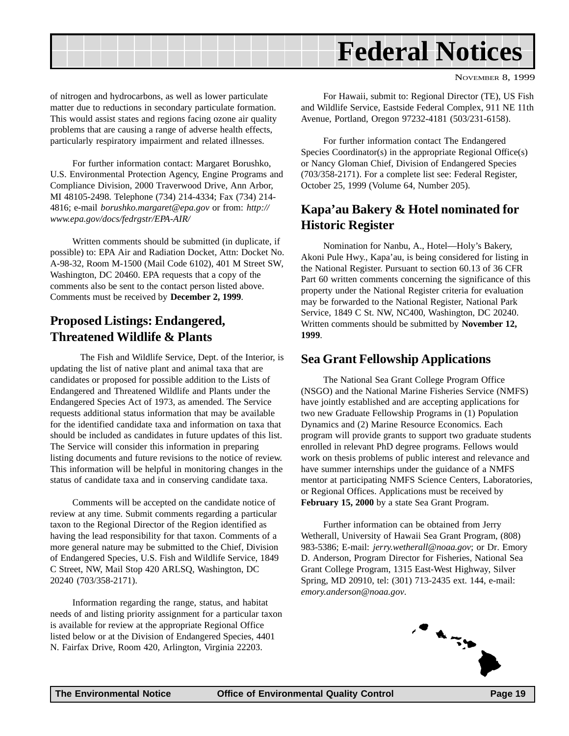of nitrogen and hydrocarbons, as well as lower particulate matter due to reductions in secondary particulate formation. This would assist states and regions facing ozone air quality problems that are causing a range of adverse health effects, particularly respiratory impairment and related illnesses.

For further information contact: Margaret Borushko, U.S. Environmental Protection Agency, Engine Programs and Compliance Division, 2000 Traverwood Drive, Ann Arbor, MI 48105-2498. Telephone (734) 214-4334; Fax (734) 214-4816; e-mail *borushko.margaret@epa.gov* or from: *http://www.epa.gov/docs/fedrgstr/EPA-AIR/*

Written comments should be submitted (in duplicate, if possible) to: EPA Air and Radiation Docket, Attn: Docket No. A-98-32, Room M-1500 (Mail Code 6102), 401 M Street SW, Washington, DC 20460. EPA requests that a copy of the comments also be sent to the contact person listed above. Comments must be received by **December 2, 1999**.

## Proposed Listings: Endangered, Threatened Wildlife & Plants

The Fish and Wildlife Service, Dept. of the Interior, is updating the list of native plant and animal taxa that are candidates or proposed for possible addition to the Lists of Endangered and Threatened Wildlife and Plants under the Endangered Species Act of 1973, as amended. The Service requests additional status information that may be available for the identified candidate taxa and information on taxa that should be included as candidates in future updates of this list. The Service will consider this information in preparing listing documents and future revisions to the notice of review. This information will be helpful in monitoring changes in the status of candidate taxa and in conserving candidate taxa.

Comments will be accepted on the candidate notice of review at any time. Submit comments regarding a particular taxon to the Regional Director of the Region identified as having the lead responsibility for that taxon. Comments of a more general nature may be submitted to the Chief, Division of Endangered Species, U.S. Fish and Wildlife Service, 1849 C Street, NW, Mail Stop 420 ARLSQ, Washington, DC 20240 (703/358-2171).

Information regarding the range, status, and habitat needs of and listing priority assignment for a particular taxon is available for review at the appropriate Regional Office listed below or at the Division of Endangered Species, 4401 N. Fairfax Drive, Room 420, Arlington, Virginia 22203.

For Hawaii, submit to: Regional Director (TE), US Fish and Wildlife Service, Eastside Federal Complex, 911 NE 11th Avenue, Portland, Oregon 97232-4181 (503/231-6158).

For further information contact The Endangered Species Coordinator(s) in the appropriate Regional Office(s) or Nancy Gloman Chief, Division of Endangered Species (703/358-2171). For a complete list see: Federal Register, October 25, 1999 (Volume 64, Number 205).

## Kapa'au Bakery & Hotel nominated for Historic Register

Nomination for Nanbu, A., Hotel—Holy's Bakery, Akoni Pule Hwy., Kapa'au, is being considered for listing in the National Register. Pursuant to section 60.13 of 36 CFR Part 60 written comments concerning the significance of this property under the National Register criteria for evaluation may be forwarded to the National Register, National Park Service, 1849 C St. NW, NC400, Washington, DC 20240. Written comments should be submitted by **November 12, 1999**.

## Sea Grant Fellowship Applications

The National Sea Grant College Program Office (NSGO) and the National Marine Fisheries Service (NMFS) have jointly established and are accepting applications for two new Graduate Fellowship Programs in (1) Population Dynamics and (2) Marine Resource Economics. Each program will provide grants to support two graduate students enrolled in relevant PhD degree programs. Fellows would work on thesis problems of public interest and relevance and have summer internships under the guidance of a NMFS mentor at participating NMFS Science Centers, Laboratories, or Regional Offices. Applications must be received by **February 15, 2000** by a state Sea Grant Program.

Further information can be obtained from Jerry Wetherall, University of Hawaii Sea Grant Program, (808) 983-5386; E-mail: *jerry.wetherall@noaa.gov*; or Dr. Emory D. Anderson, Program Director for Fisheries, National Sea Grant College Program, 1315 East-West Highway, Silver Spring, MD 20910, tel: (301) 713-2435 ext. 144, e-mail: *emory.anderson@noaa.gov*.